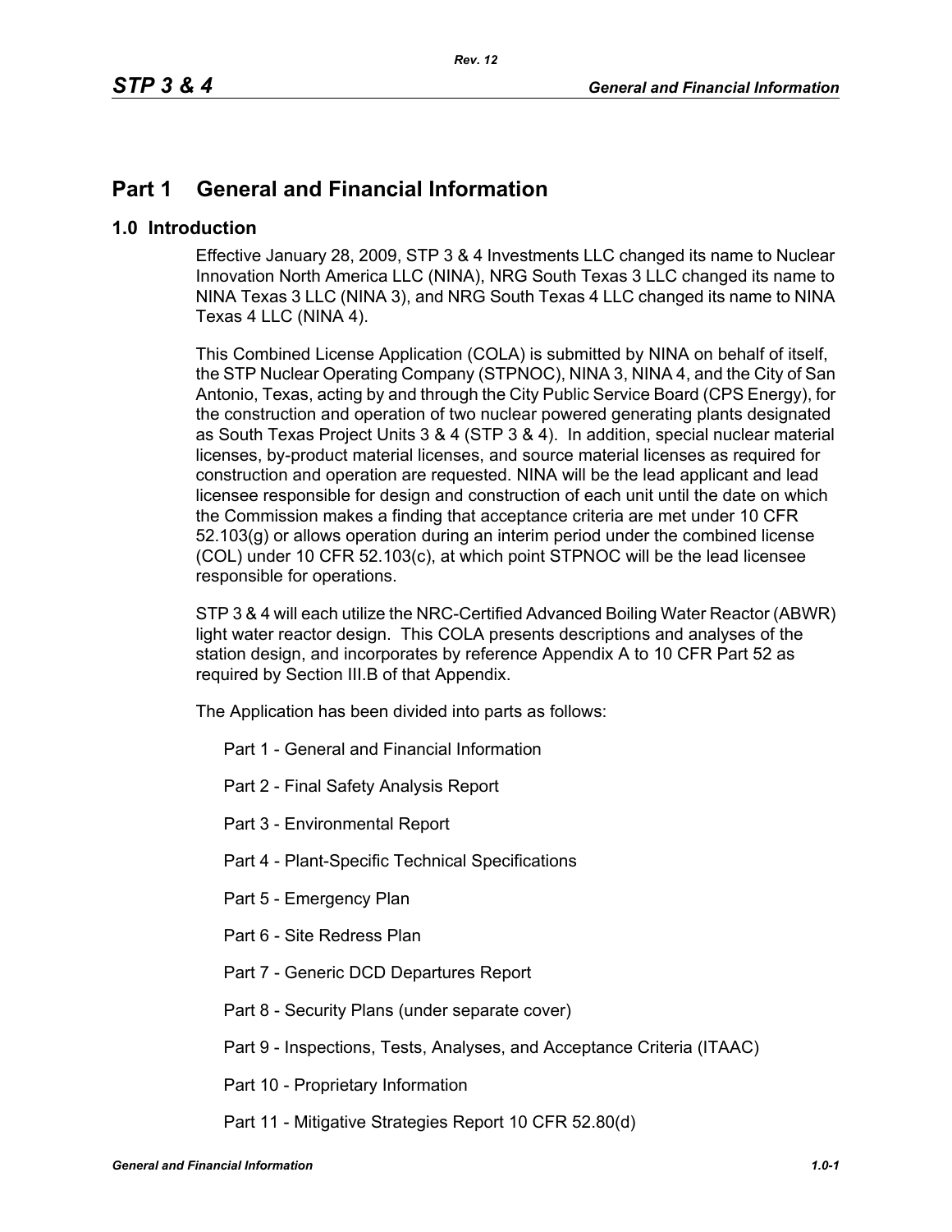# Part 1 General and Financial Information

## 1.0 Introduction

Effective January 28, 2009, STP 3 & 4 Investments LLC changed its name to Nuclear Innovation North America LLC (NINA), NRG South Texas 3 LLC changed its name to NINA Texas 3 LLC (NINA 3), and NRG South Texas 4 LLC changed its name to NINA Texas 4 LLC (NINA 4).

This Combined License Application (COLA) is submitted by NINA on behalf of itself, the STP Nuclear Operating Company (STPNOC), NINA 3, NINA 4, and the City of San Antonio, Texas, acting by and through the City Public Service Board (CPS Energy), for the construction and operation of two nuclear powered generating plants designated as South Texas Project Units 3 & 4 (STP 3 & 4). In addition, special nuclear material licenses, by-product material licenses, and source material licenses as required for construction and operation are requested. NINA will be the lead applicant and lead licensee responsible for design and construction of each unit until the date on which the Commission makes a finding that acceptance criteria are met under 10 CFR 52.103(g) or allows operation during an interim period under the combined license (COL) under 10 CFR 52.103(c), at which point STPNOC will be the lead licensee responsible for operations.

STP 3 & 4 will each utilize the NRC-Certified Advanced Boiling Water Reactor (ABWR) light water reactor design. This COLA presents descriptions and analyses of the station design, and incorporates by reference Appendix A to 10 CFR Part 52 as required by Section III.B of that Appendix.

The Application has been divided into parts as follows:

- Part 1 - General and Financial Information
- Part 2 - Final Safety Analysis Report
- Part 3 - Environmental Report
- Part 4 - Plant-Specific Technical Specifications
- Part 5 - Emergency Plan
- Part 6 - Site Redress Plan
- Part 7 - Generic DCD Departures Report
- Part 8 - Security Plans (under separate cover)
- Part 9 - Inspections, Tests, Analyses, and Acceptance Criteria (ITAAC)
- Part 10 - Proprietary Information
- Part 11 - Mitigative Strategies Report 10 CFR 52.80(d)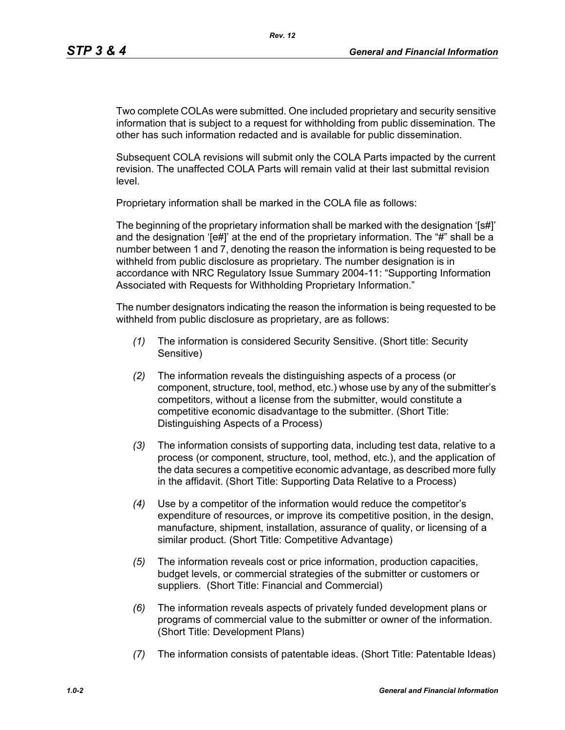Two complete COLAs were submitted. One included proprietary and security sensitive information that is subject to a request for withholding from public dissemination. The other has such information redacted and is available for public dissemination.

Subsequent COLA revisions will submit only the COLA Parts impacted by the current revision. The unaffected COLA Parts will remain valid at their last submittal revision level.

Proprietary information shall be marked in the COLA file as follows:

The beginning of the proprietary information shall be marked with the designation '[s#]' and the designation '[e#]' at the end of the proprietary information. The "#" shall be a number between 1 and 7, denoting the reason the information is being requested to be withheld from public disclosure as proprietary. The number designation is in accordance with NRC Regulatory Issue Summary 2004-11: "Supporting Information Associated with Requests for Withholding Proprietary Information."

The number designators indicating the reason the information is being requested to be withheld from public disclosure as proprietary, are as follows:

*(1)* The information is considered Security Sensitive. (Short title: Security Sensitive)

*(2)* The information reveals the distinguishing aspects of a process (or component, structure, tool, method, etc.) whose use by any of the submitter's competitors, without a license from the submitter, would constitute a competitive economic disadvantage to the submitter. (Short Title: Distinguishing Aspects of a Process)

*(3)* The information consists of supporting data, including test data, relative to a process (or component, structure, tool, method, etc.), and the application of the data secures a competitive economic advantage, as described more fully in the affidavit. (Short Title: Supporting Data Relative to a Process)

*(4)* Use by a competitor of the information would reduce the competitor's expenditure of resources, or improve its competitive position, in the design, manufacture, shipment, installation, assurance of quality, or licensing of a similar product. (Short Title: Competitive Advantage)

*(5)* The information reveals cost or price information, production capacities, budget levels, or commercial strategies of the submitter or customers or suppliers. (Short Title: Financial and Commercial)

*(6)* The information reveals aspects of privately funded development plans or programs of commercial value to the submitter or owner of the information. (Short Title: Development Plans)

*(7)* The information consists of patentable ideas. (Short Title: Patentable Ideas)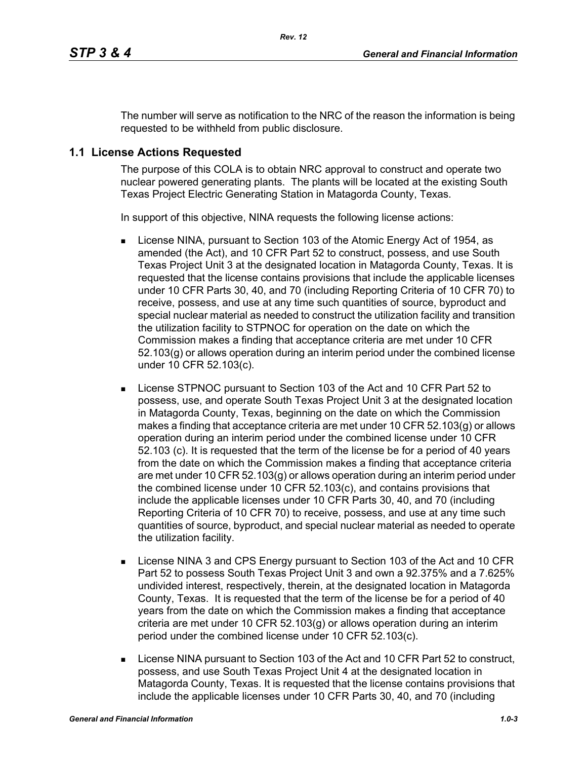The number will serve as notification to the NRC of the reason the information is being requested to be withheld from public disclosure.

## 1.1 License Actions Requested

The purpose of this COLA is to obtain NRC approval to construct and operate two nuclear powered generating plants. The plants will be located at the existing South Texas Project Electric Generating Station in Matagorda County, Texas.

In support of this objective, NINA requests the following license actions:

- License NINA, pursuant to Section 103 of the Atomic Energy Act of 1954, as amended (the Act), and 10 CFR Part 52 to construct, possess, and use South Texas Project Unit 3 at the designated location in Matagorda County, Texas. It is requested that the license contains provisions that include the applicable licenses under 10 CFR Parts 30, 40, and 70 (including Reporting Criteria of 10 CFR 70) to receive, possess, and use at any time such quantities of source, byproduct and special nuclear material as needed to construct the utilization facility and transition the utilization facility to STPNOC for operation on the date on which the Commission makes a finding that acceptance criteria are met under 10 CFR 52.103(g) or allows operation during an interim period under the combined license under 10 CFR 52.103(c).

- License STPNOC pursuant to Section 103 of the Act and 10 CFR Part 52 to possess, use, and operate South Texas Project Unit 3 at the designated location in Matagorda County, Texas, beginning on the date on which the Commission makes a finding that acceptance criteria are met under 10 CFR 52.103(g) or allows operation during an interim period under the combined license under 10 CFR 52.103 (c). It is requested that the term of the license be for a period of 40 years from the date on which the Commission makes a finding that acceptance criteria are met under 10 CFR 52.103(g) or allows operation during an interim period under the combined license under 10 CFR 52.103(c), and contains provisions that include the applicable licenses under 10 CFR Parts 30, 40, and 70 (including Reporting Criteria of 10 CFR 70) to receive, possess, and use at any time such quantities of source, byproduct, and special nuclear material as needed to operate the utilization facility.

- License NINA 3 and CPS Energy pursuant to Section 103 of the Act and 10 CFR Part 52 to possess South Texas Project Unit 3 and own a 92.375% and a 7.625% undivided interest, respectively, therein, at the designated location in Matagorda County, Texas. It is requested that the term of the license be for a period of 40 years from the date on which the Commission makes a finding that acceptance criteria are met under 10 CFR 52.103(g) or allows operation during an interim period under the combined license under 10 CFR 52.103(c).

- License NINA pursuant to Section 103 of the Act and 10 CFR Part 52 to construct, possess, and use South Texas Project Unit 4 at the designated location in Matagorda County, Texas. It is requested that the license contains provisions that include the applicable licenses under 10 CFR Parts 30, 40, and 70 (including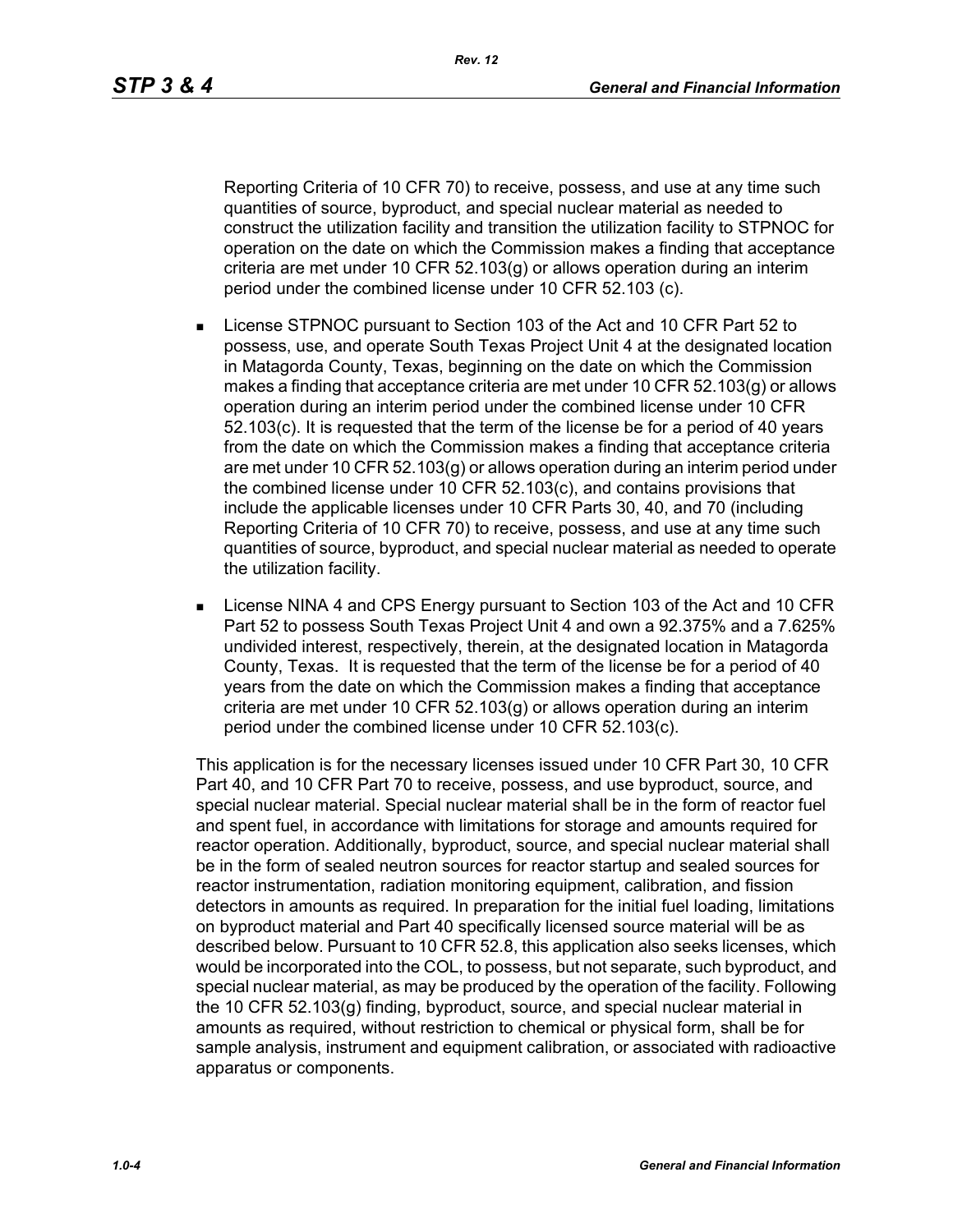Reporting Criteria of 10 CFR 70) to receive, possess, and use at any time such quantities of source, byproduct, and special nuclear material as needed to construct the utilization facility and transition the utilization facility to STPNOC for operation on the date on which the Commission makes a finding that acceptance criteria are met under 10 CFR 52.103(g) or allows operation during an interim period under the combined license under 10 CFR 52.103 (c).

- License STPNOC pursuant to Section 103 of the Act and 10 CFR Part 52 to possess, use, and operate South Texas Project Unit 4 at the designated location in Matagorda County, Texas, beginning on the date on which the Commission makes a finding that acceptance criteria are met under 10 CFR 52.103(g) or allows operation during an interim period under the combined license under 10 CFR 52.103(c). It is requested that the term of the license be for a period of 40 years from the date on which the Commission makes a finding that acceptance criteria are met under 10 CFR 52.103(g) or allows operation during an interim period under the combined license under 10 CFR 52.103(c), and contains provisions that include the applicable licenses under 10 CFR Parts 30, 40, and 70 (including Reporting Criteria of 10 CFR 70) to receive, possess, and use at any time such quantities of source, byproduct, and special nuclear material as needed to operate the utilization facility.
- License NINA 4 and CPS Energy pursuant to Section 103 of the Act and 10 CFR Part 52 to possess South Texas Project Unit 4 and own a 92.375% and a 7.625% undivided interest, respectively, therein, at the designated location in Matagorda County, Texas. It is requested that the term of the license be for a period of 40 years from the date on which the Commission makes a finding that acceptance criteria are met under 10 CFR 52.103(g) or allows operation during an interim period under the combined license under 10 CFR 52.103(c).

This application is for the necessary licenses issued under 10 CFR Part 30, 10 CFR Part 40, and 10 CFR Part 70 to receive, possess, and use byproduct, source, and special nuclear material. Special nuclear material shall be in the form of reactor fuel and spent fuel, in accordance with limitations for storage and amounts required for reactor operation. Additionally, byproduct, source, and special nuclear material shall be in the form of sealed neutron sources for reactor startup and sealed sources for reactor instrumentation, radiation monitoring equipment, calibration, and fission detectors in amounts as required. In preparation for the initial fuel loading, limitations on byproduct material and Part 40 specifically licensed source material will be as described below. Pursuant to 10 CFR 52.8, this application also seeks licenses, which would be incorporated into the COL, to possess, but not separate, such byproduct, and special nuclear material, as may be produced by the operation of the facility. Following the 10 CFR 52.103(g) finding, byproduct, source, and special nuclear material in amounts as required, without restriction to chemical or physical form, shall be for sample analysis, instrument and equipment calibration, or associated with radioactive apparatus or components.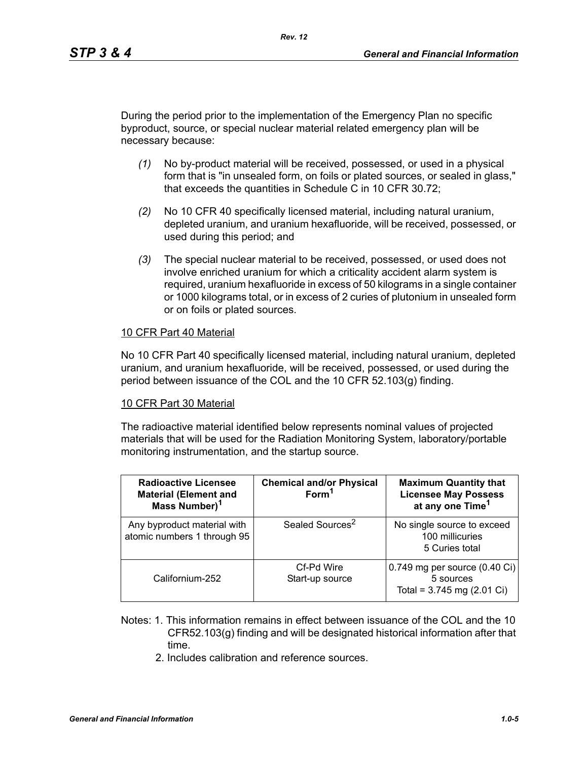During the period prior to the implementation of the Emergency Plan no specific byproduct, source, or special nuclear material related emergency plan will be necessary because:

*(1)* No by-product material will be received, possessed, or used in a physical form that is "in unsealed form, on foils or plated sources, or sealed in glass," that exceeds the quantities in Schedule C in 10 CFR 30.72;

*(2)* No 10 CFR 40 specifically licensed material, including natural uranium, depleted uranium, and uranium hexafluoride, will be received, possessed, or used during this period; and

*(3)* The special nuclear material to be received, possessed, or used does not involve enriched uranium for which a criticality accident alarm system is required, uranium hexafluoride in excess of 50 kilograms in a single container or 1000 kilograms total, or in excess of 2 curies of plutonium in unsealed form or on foils or plated sources.

10 CFR Part 40 Material

No 10 CFR Part 40 specifically licensed material, including natural uranium, depleted uranium, and uranium hexafluoride, will be received, possessed, or used during the period between issuance of the COL and the 10 CFR 52.103(g) finding.

10 CFR Part 30 Material

The radioactive material identified below represents nominal values of projected materials that will be used for the Radiation Monitoring System, laboratory/portable monitoring instrumentation, and the startup source.

| Radioactive Licensee Material (Element and Mass Number)[1] | Chemical and/or Physical Form[1] | Maximum Quantity that Licensee May Possess at any one Time[1] |
|---|---|---|
| Any byproduct material with atomic numbers 1 through 95 | Sealed Sources[2] | No single source to exceed 100 millicuries<br>5 Curies total |
| Californium-252 | Cf-Pd Wire<br>Start-up source | 0.749 mg per source (0.40 Ci)<br>5 sources<br>Total = 3.745 mg (2.01 Ci) |

Notes: 1. This information remains in effect between issuance of the COL and the 10 CFR52.103(g) finding and will be designated historical information after that time.

2. Includes calibration and reference sources.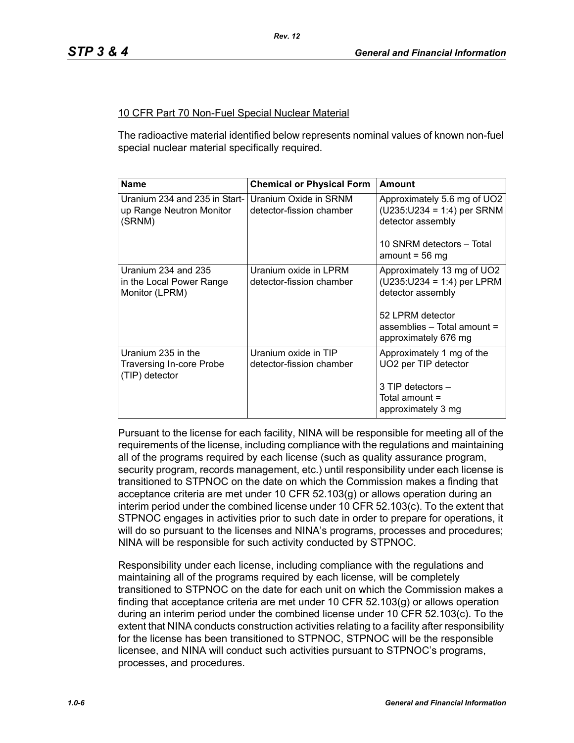10 CFR Part 70 Non-Fuel Special Nuclear Material

The radioactive material identified below represents nominal values of known non-fuel special nuclear material specifically required.

| Name | Chemical or Physical Form | Amount |
|---|---|---|
| Uranium 234 and 235 in Start-up Range Neutron Monitor (SRNM) | Uranium Oxide in SRNM detector-fission chamber | Approximately 5.6 mg of UO2 (U235:U234 = 1:4) per SRNM detector assembly<br><br>10 SNRM detectors – Total amount = 56 mg |
| Uranium 234 and 235 in the Local Power Range Monitor (LPRM) | Uranium oxide in LPRM detector-fission chamber | Approximately 13 mg of UO2 (U235:U234 = 1:4) per LPRM detector assembly<br><br>52 LPRM detector assemblies – Total amount = approximately 676 mg |
| Uranium 235 in the Traversing In-core Probe (TIP) detector | Uranium oxide in TIP detector-fission chamber | Approximately 1 mg of the UO2 per TIP detector<br><br>3 TIP detectors – Total amount = approximately 3 mg |

Pursuant to the license for each facility, NINA will be responsible for meeting all of the requirements of the license, including compliance with the regulations and maintaining all of the programs required by each license (such as quality assurance program, security program, records management, etc.) until responsibility under each license is transitioned to STPNOC on the date on which the Commission makes a finding that acceptance criteria are met under 10 CFR 52.103(g) or allows operation during an interim period under the combined license under 10 CFR 52.103(c). To the extent that STPNOC engages in activities prior to such date in order to prepare for operations, it will do so pursuant to the licenses and NINA's programs, processes and procedures; NINA will be responsible for such activity conducted by STPNOC.

Responsibility under each license, including compliance with the regulations and maintaining all of the programs required by each license, will be completely transitioned to STPNOC on the date for each unit on which the Commission makes a finding that acceptance criteria are met under 10 CFR 52.103(g) or allows operation during an interim period under the combined license under 10 CFR 52.103(c). To the extent that NINA conducts construction activities relating to a facility after responsibility for the license has been transitioned to STPNOC, STPNOC will be the responsible licensee, and NINA will conduct such activities pursuant to STPNOC's programs, processes, and procedures.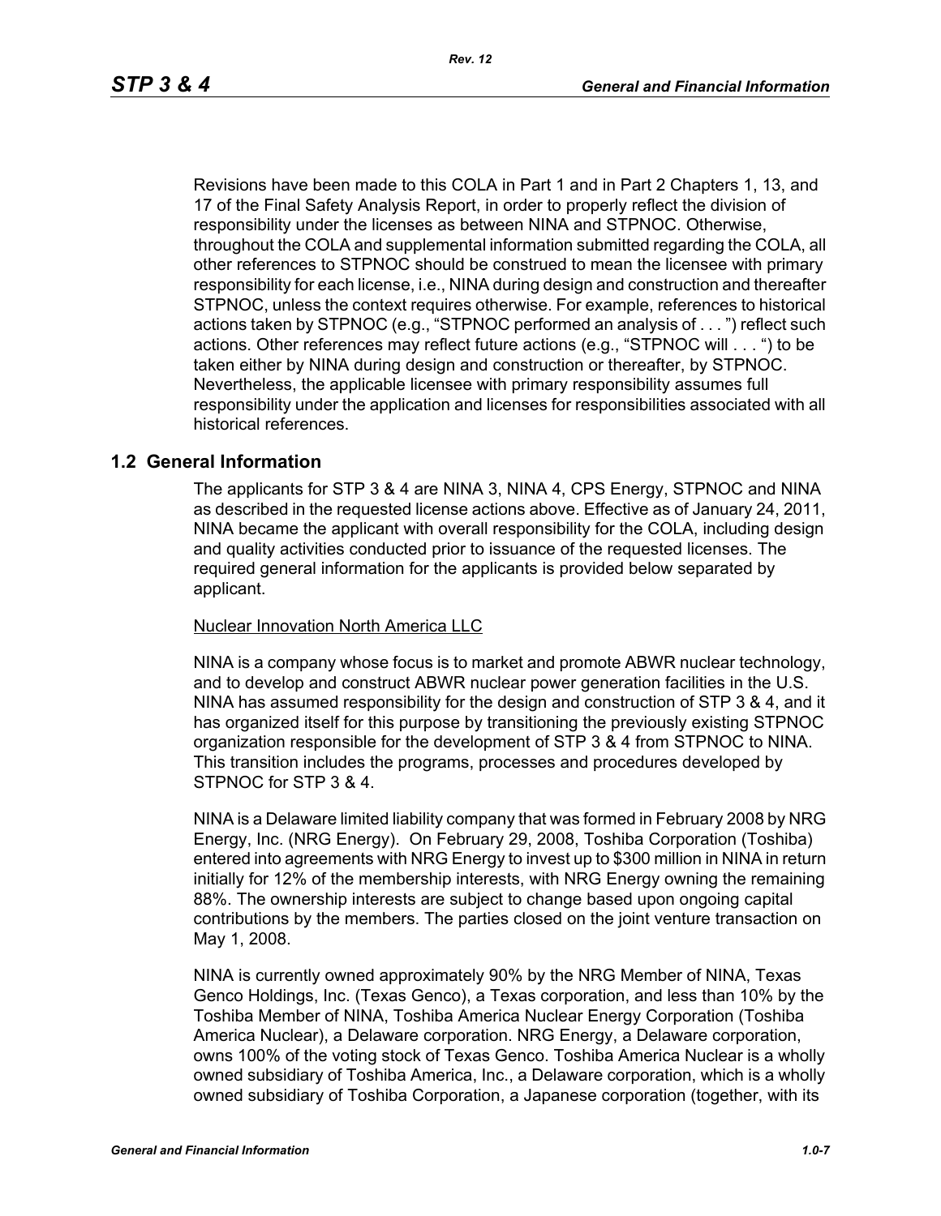Revisions have been made to this COLA in Part 1 and in Part 2 Chapters 1, 13, and 17 of the Final Safety Analysis Report, in order to properly reflect the division of responsibility under the licenses as between NINA and STPNOC. Otherwise, throughout the COLA and supplemental information submitted regarding the COLA, all other references to STPNOC should be construed to mean the licensee with primary responsibility for each license, i.e., NINA during design and construction and thereafter STPNOC, unless the context requires otherwise. For example, references to historical actions taken by STPNOC (e.g., "STPNOC performed an analysis of . . . ") reflect such actions. Other references may reflect future actions (e.g., "STPNOC will . . . ") to be taken either by NINA during design and construction or thereafter, by STPNOC. Nevertheless, the applicable licensee with primary responsibility assumes full responsibility under the application and licenses for responsibilities associated with all historical references.

## 1.2 General Information

The applicants for STP 3 & 4 are NINA 3, NINA 4, CPS Energy, STPNOC and NINA as described in the requested license actions above. Effective as of January 24, 2011, NINA became the applicant with overall responsibility for the COLA, including design and quality activities conducted prior to issuance of the requested licenses. The required general information for the applicants is provided below separated by applicant.

Nuclear Innovation North America LLC

NINA is a company whose focus is to market and promote ABWR nuclear technology, and to develop and construct ABWR nuclear power generation facilities in the U.S. NINA has assumed responsibility for the design and construction of STP 3 & 4, and it has organized itself for this purpose by transitioning the previously existing STPNOC organization responsible for the development of STP 3 & 4 from STPNOC to NINA. This transition includes the programs, processes and procedures developed by STPNOC for STP 3 & 4.

NINA is a Delaware limited liability company that was formed in February 2008 by NRG Energy, Inc. (NRG Energy). On February 29, 2008, Toshiba Corporation (Toshiba) entered into agreements with NRG Energy to invest up to $300 million in NINA in return initially for 12% of the membership interests, with NRG Energy owning the remaining 88%. The ownership interests are subject to change based upon ongoing capital contributions by the members. The parties closed on the joint venture transaction on May 1, 2008.

NINA is currently owned approximately 90% by the NRG Member of NINA, Texas Genco Holdings, Inc. (Texas Genco), a Texas corporation, and less than 10% by the Toshiba Member of NINA, Toshiba America Nuclear Energy Corporation (Toshiba America Nuclear), a Delaware corporation. NRG Energy, a Delaware corporation, owns 100% of the voting stock of Texas Genco. Toshiba America Nuclear is a wholly owned subsidiary of Toshiba America, Inc., a Delaware corporation, which is a wholly owned subsidiary of Toshiba Corporation, a Japanese corporation (together, with its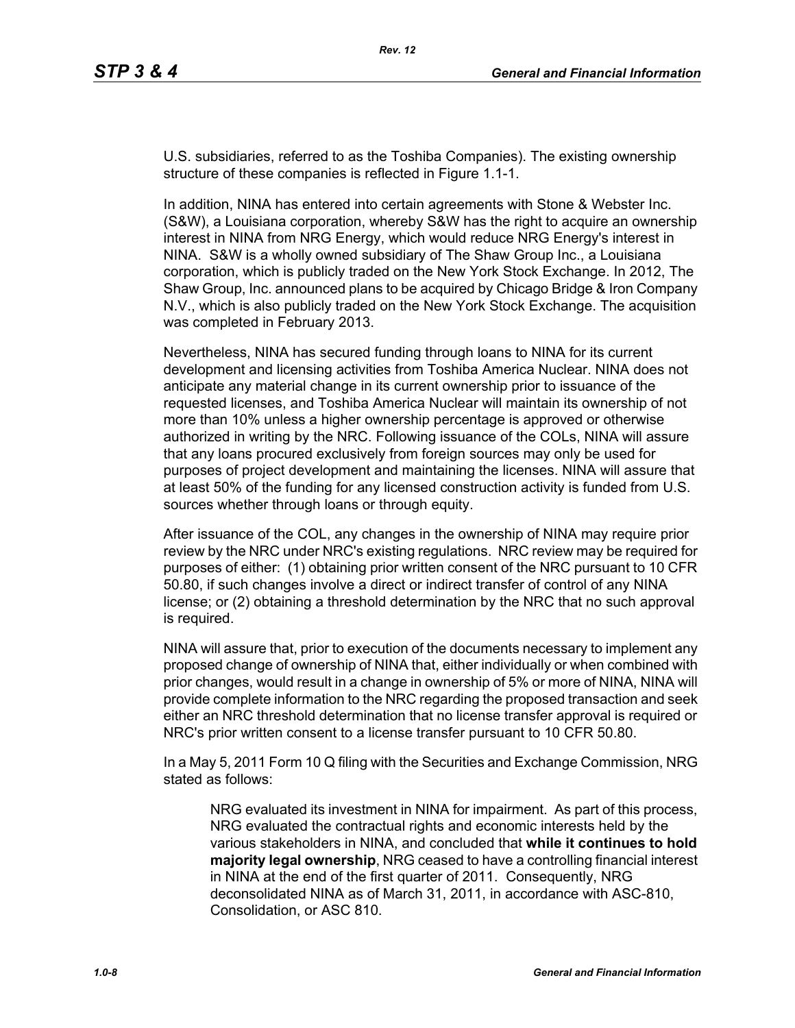U.S. subsidiaries, referred to as the Toshiba Companies). The existing ownership structure of these companies is reflected in Figure 1.1-1.

In addition, NINA has entered into certain agreements with Stone & Webster Inc. (S&W), a Louisiana corporation, whereby S&W has the right to acquire an ownership interest in NINA from NRG Energy, which would reduce NRG Energy's interest in NINA. S&W is a wholly owned subsidiary of The Shaw Group Inc., a Louisiana corporation, which is publicly traded on the New York Stock Exchange. In 2012, The Shaw Group, Inc. announced plans to be acquired by Chicago Bridge & Iron Company N.V., which is also publicly traded on the New York Stock Exchange. The acquisition was completed in February 2013.

Nevertheless, NINA has secured funding through loans to NINA for its current development and licensing activities from Toshiba America Nuclear. NINA does not anticipate any material change in its current ownership prior to issuance of the requested licenses, and Toshiba America Nuclear will maintain its ownership of not more than 10% unless a higher ownership percentage is approved or otherwise authorized in writing by the NRC. Following issuance of the COLs, NINA will assure that any loans procured exclusively from foreign sources may only be used for purposes of project development and maintaining the licenses. NINA will assure that at least 50% of the funding for any licensed construction activity is funded from U.S. sources whether through loans or through equity.

After issuance of the COL, any changes in the ownership of NINA may require prior review by the NRC under NRC's existing regulations. NRC review may be required for purposes of either: (1) obtaining prior written consent of the NRC pursuant to 10 CFR 50.80, if such changes involve a direct or indirect transfer of control of any NINA license; or (2) obtaining a threshold determination by the NRC that no such approval is required.

NINA will assure that, prior to execution of the documents necessary to implement any proposed change of ownership of NINA that, either individually or when combined with prior changes, would result in a change in ownership of 5% or more of NINA, NINA will provide complete information to the NRC regarding the proposed transaction and seek either an NRC threshold determination that no license transfer approval is required or NRC's prior written consent to a license transfer pursuant to 10 CFR 50.80.

In a May 5, 2011 Form 10 Q filing with the Securities and Exchange Commission, NRG stated as follows:

> NRG evaluated its investment in NINA for impairment. As part of this process, NRG evaluated the contractual rights and economic interests held by the various stakeholders in NINA, and concluded that **while it continues to hold majority legal ownership**, NRG ceased to have a controlling financial interest in NINA at the end of the first quarter of 2011. Consequently, NRG deconsolidated NINA as of March 31, 2011, in accordance with ASC-810, Consolidation, or ASC 810.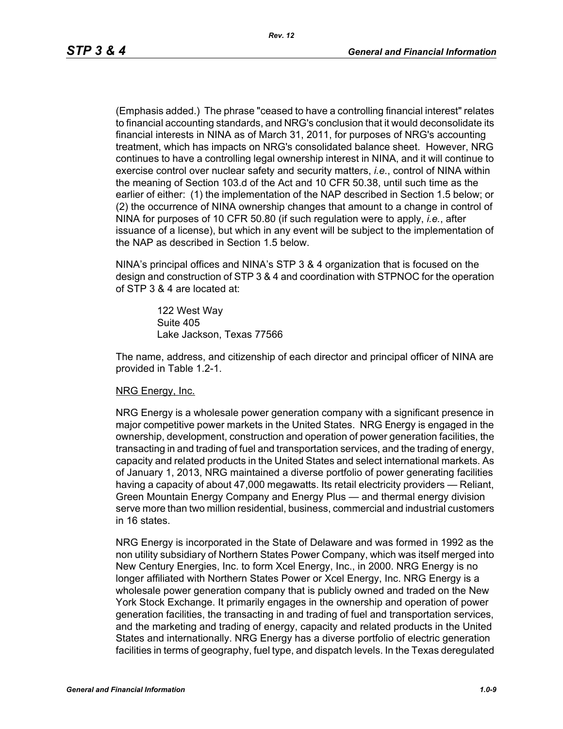(Emphasis added.) The phrase "ceased to have a controlling financial interest" relates to financial accounting standards, and NRG's conclusion that it would deconsolidate its financial interests in NINA as of March 31, 2011, for purposes of NRG's accounting treatment, which has impacts on NRG's consolidated balance sheet. However, NRG continues to have a controlling legal ownership interest in NINA, and it will continue to exercise control over nuclear safety and security matters, *i.e.*, control of NINA within the meaning of Section 103.d of the Act and 10 CFR 50.38, until such time as the earlier of either: (1) the implementation of the NAP described in Section 1.5 below; or (2) the occurrence of NINA ownership changes that amount to a change in control of NINA for purposes of 10 CFR 50.80 (if such regulation were to apply, *i.e.*, after issuance of a license), but which in any event will be subject to the implementation of the NAP as described in Section 1.5 below.

NINA's principal offices and NINA's STP 3 & 4 organization that is focused on the design and construction of STP 3 & 4 and coordination with STPNOC for the operation of STP 3 & 4 are located at:

122 West Way
Suite 405
Lake Jackson, Texas 77566

The name, address, and citizenship of each director and principal officer of NINA are provided in Table 1.2-1.

<u>NRG Energy, Inc.</u>

NRG Energy is a wholesale power generation company with a significant presence in major competitive power markets in the United States. NRG Energy is engaged in the ownership, development, construction and operation of power generation facilities, the transacting in and trading of fuel and transportation services, and the trading of energy, capacity and related products in the United States and select international markets. As of January 1, 2013, NRG maintained a diverse portfolio of power generating facilities having a capacity of about 47,000 megawatts. Its retail electricity providers — Reliant, Green Mountain Energy Company and Energy Plus — and thermal energy division serve more than two million residential, business, commercial and industrial customers in 16 states.

NRG Energy is incorporated in the State of Delaware and was formed in 1992 as the non utility subsidiary of Northern States Power Company, which was itself merged into New Century Energies, Inc. to form Xcel Energy, Inc., in 2000. NRG Energy is no longer affiliated with Northern States Power or Xcel Energy, Inc. NRG Energy is a wholesale power generation company that is publicly owned and traded on the New York Stock Exchange. It primarily engages in the ownership and operation of power generation facilities, the transacting in and trading of fuel and transportation services, and the marketing and trading of energy, capacity and related products in the United States and internationally. NRG Energy has a diverse portfolio of electric generation facilities in terms of geography, fuel type, and dispatch levels. In the Texas deregulated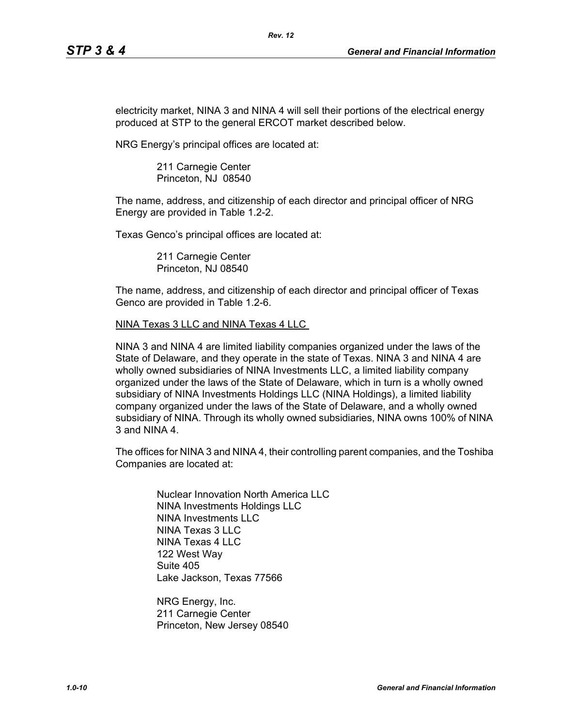electricity market, NINA 3 and NINA 4 will sell their portions of the electrical energy produced at STP to the general ERCOT market described below.

NRG Energy's principal offices are located at:

> 211 Carnegie Center
> Princeton, NJ 08540

The name, address, and citizenship of each director and principal officer of NRG Energy are provided in Table 1.2-2.

Texas Genco's principal offices are located at:

> 211 Carnegie Center
> Princeton, NJ 08540

The name, address, and citizenship of each director and principal officer of Texas Genco are provided in Table 1.2-6.

<u>NINA Texas 3 LLC and NINA Texas 4 LLC</u>

NINA 3 and NINA 4 are limited liability companies organized under the laws of the State of Delaware, and they operate in the state of Texas. NINA 3 and NINA 4 are wholly owned subsidiaries of NINA Investments LLC, a limited liability company organized under the laws of the State of Delaware, which in turn is a wholly owned subsidiary of NINA Investments Holdings LLC (NINA Holdings), a limited liability company organized under the laws of the State of Delaware, and a wholly owned subsidiary of NINA. Through its wholly owned subsidiaries, NINA owns 100% of NINA 3 and NINA 4.

The offices for NINA 3 and NINA 4, their controlling parent companies, and the Toshiba Companies are located at:

> Nuclear Innovation North America LLC
> NINA Investments Holdings LLC
> NINA Investments LLC
> NINA Texas 3 LLC
> NINA Texas 4 LLC
> 122 West Way
> Suite 405
> Lake Jackson, Texas 77566

> NRG Energy, Inc.
> 211 Carnegie Center
> Princeton, New Jersey 08540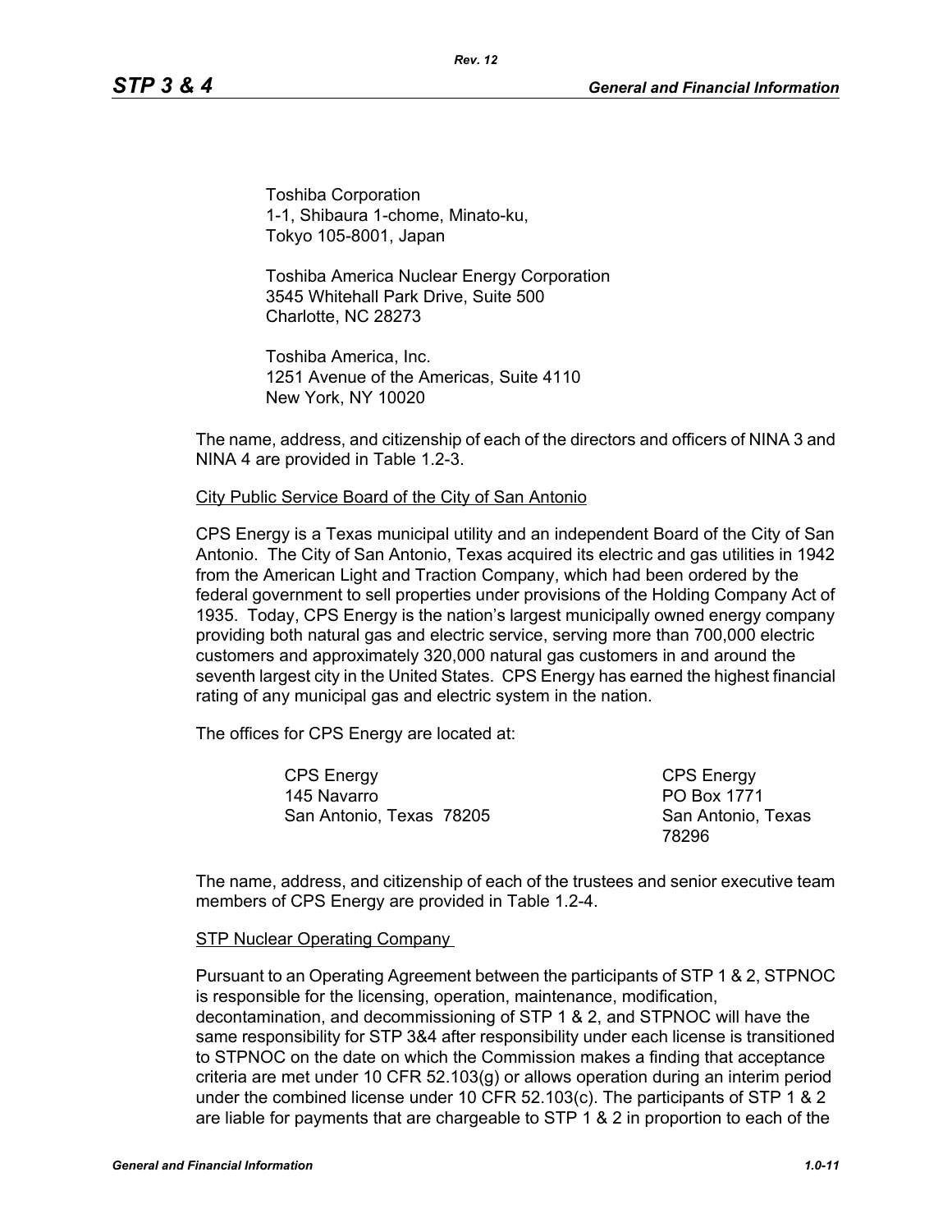Toshiba Corporation
1-1, Shibaura 1-chome, Minato-ku,
Tokyo 105-8001, Japan

Toshiba America Nuclear Energy Corporation
3545 Whitehall Park Drive, Suite 500
Charlotte, NC 28273

Toshiba America, Inc.
1251 Avenue of the Americas, Suite 4110
New York, NY 10020

The name, address, and citizenship of each of the directors and officers of NINA 3 and NINA 4 are provided in Table 1.2-3.

City Public Service Board of the City of San Antonio

CPS Energy is a Texas municipal utility and an independent Board of the City of San Antonio. The City of San Antonio, Texas acquired its electric and gas utilities in 1942 from the American Light and Traction Company, which had been ordered by the federal government to sell properties under provisions of the Holding Company Act of 1935. Today, CPS Energy is the nation's largest municipally owned energy company providing both natural gas and electric service, serving more than 700,000 electric customers and approximately 320,000 natural gas customers in and around the seventh largest city in the United States. CPS Energy has earned the highest financial rating of any municipal gas and electric system in the nation.

The offices for CPS Energy are located at:

CPS Energy
145 Navarro
San Antonio, Texas 78205

CPS Energy
PO Box 1771
San Antonio, Texas 78296

The name, address, and citizenship of each of the trustees and senior executive team members of CPS Energy are provided in Table 1.2-4.

STP Nuclear Operating Company

Pursuant to an Operating Agreement between the participants of STP 1 & 2, STPNOC is responsible for the licensing, operation, maintenance, modification, decontamination, and decommissioning of STP 1 & 2, and STPNOC will have the same responsibility for STP 3&4 after responsibility under each license is transitioned to STPNOC on the date on which the Commission makes a finding that acceptance criteria are met under 10 CFR 52.103(g) or allows operation during an interim period under the combined license under 10 CFR 52.103(c). The participants of STP 1 & 2 are liable for payments that are chargeable to STP 1 & 2 in proportion to each of the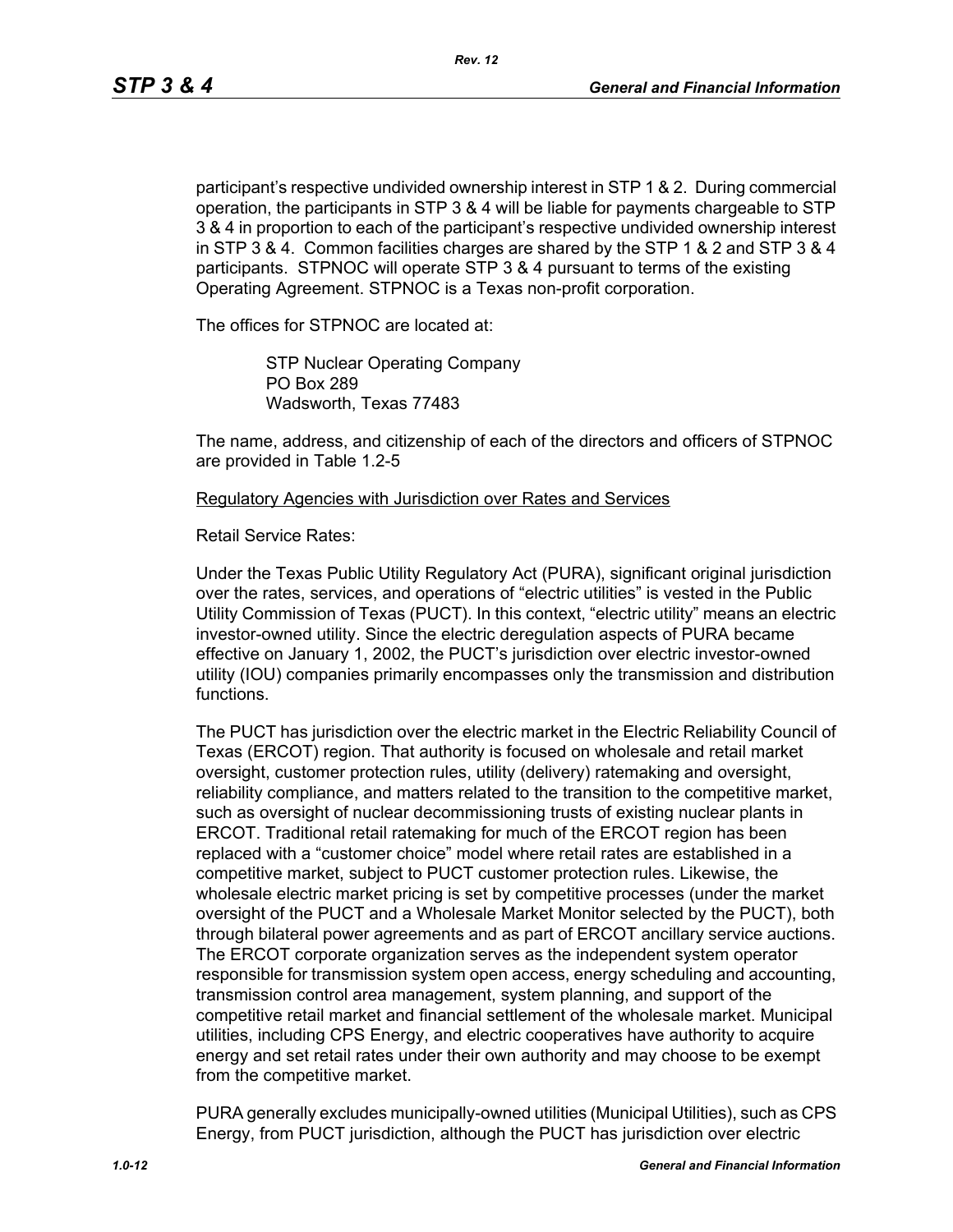participant's respective undivided ownership interest in STP 1 & 2. During commercial operation, the participants in STP 3 & 4 will be liable for payments chargeable to STP 3 & 4 in proportion to each of the participant's respective undivided ownership interest in STP 3 & 4. Common facilities charges are shared by the STP 1 & 2 and STP 3 & 4 participants. STPNOC will operate STP 3 & 4 pursuant to terms of the existing Operating Agreement. STPNOC is a Texas non-profit corporation.

The offices for STPNOC are located at:

> STP Nuclear Operating Company
> PO Box 289
> Wadsworth, Texas 77483

The name, address, and citizenship of each of the directors and officers of STPNOC are provided in Table 1.2-5

Regulatory Agencies with Jurisdiction over Rates and Services

Retail Service Rates:

Under the Texas Public Utility Regulatory Act (PURA), significant original jurisdiction over the rates, services, and operations of "electric utilities" is vested in the Public Utility Commission of Texas (PUCT). In this context, "electric utility" means an electric investor-owned utility. Since the electric deregulation aspects of PURA became effective on January 1, 2002, the PUCT's jurisdiction over electric investor-owned utility (IOU) companies primarily encompasses only the transmission and distribution functions.

The PUCT has jurisdiction over the electric market in the Electric Reliability Council of Texas (ERCOT) region. That authority is focused on wholesale and retail market oversight, customer protection rules, utility (delivery) ratemaking and oversight, reliability compliance, and matters related to the transition to the competitive market, such as oversight of nuclear decommissioning trusts of existing nuclear plants in ERCOT. Traditional retail ratemaking for much of the ERCOT region has been replaced with a "customer choice" model where retail rates are established in a competitive market, subject to PUCT customer protection rules. Likewise, the wholesale electric market pricing is set by competitive processes (under the market oversight of the PUCT and a Wholesale Market Monitor selected by the PUCT), both through bilateral power agreements and as part of ERCOT ancillary service auctions. The ERCOT corporate organization serves as the independent system operator responsible for transmission system open access, energy scheduling and accounting, transmission control area management, system planning, and support of the competitive retail market and financial settlement of the wholesale market. Municipal utilities, including CPS Energy, and electric cooperatives have authority to acquire energy and set retail rates under their own authority and may choose to be exempt from the competitive market.

PURA generally excludes municipally-owned utilities (Municipal Utilities), such as CPS Energy, from PUCT jurisdiction, although the PUCT has jurisdiction over electric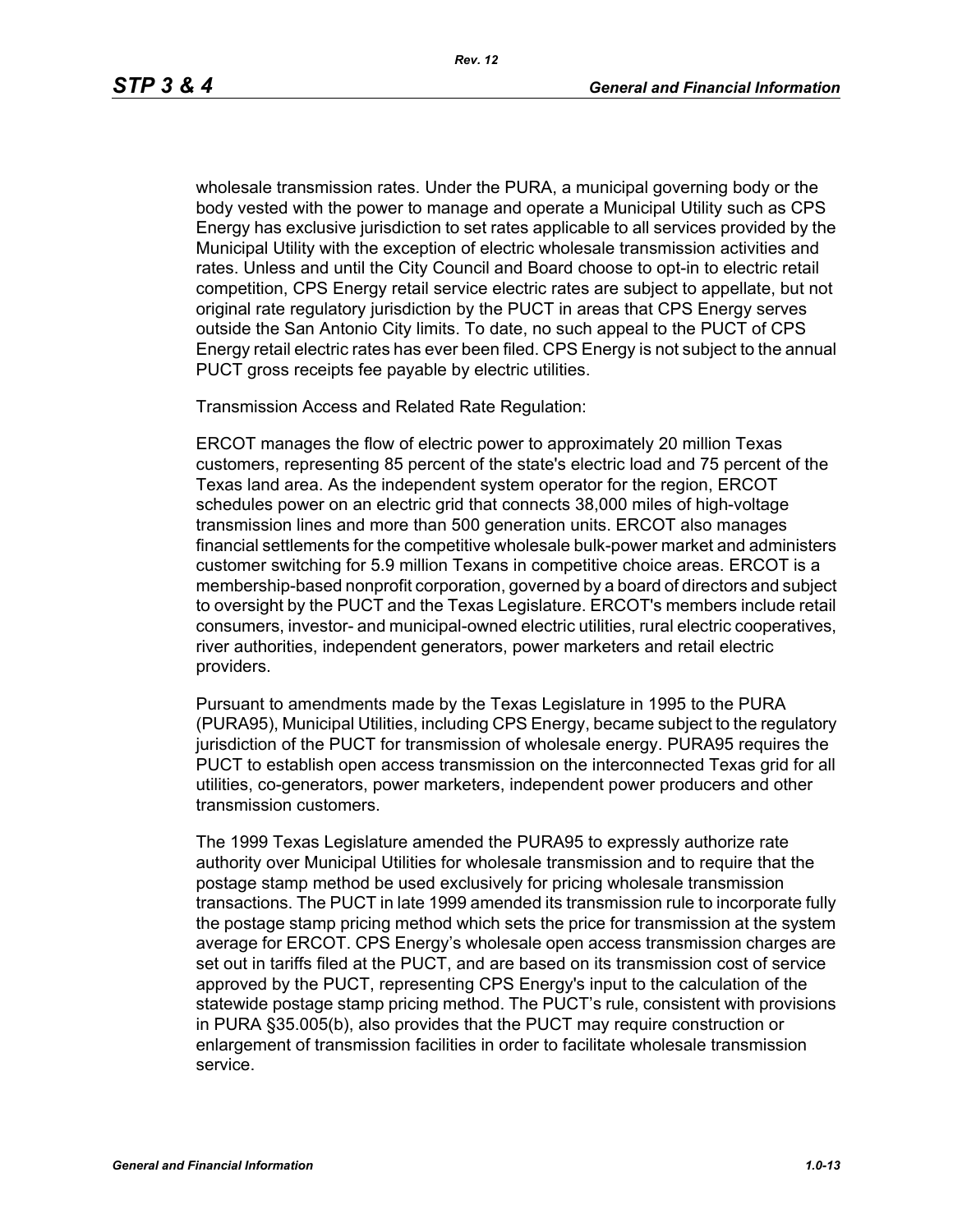wholesale transmission rates. Under the PURA, a municipal governing body or the body vested with the power to manage and operate a Municipal Utility such as CPS Energy has exclusive jurisdiction to set rates applicable to all services provided by the Municipal Utility with the exception of electric wholesale transmission activities and rates. Unless and until the City Council and Board choose to opt-in to electric retail competition, CPS Energy retail service electric rates are subject to appellate, but not original rate regulatory jurisdiction by the PUCT in areas that CPS Energy serves outside the San Antonio City limits. To date, no such appeal to the PUCT of CPS Energy retail electric rates has ever been filed. CPS Energy is not subject to the annual PUCT gross receipts fee payable by electric utilities.

Transmission Access and Related Rate Regulation:

ERCOT manages the flow of electric power to approximately 20 million Texas customers, representing 85 percent of the state's electric load and 75 percent of the Texas land area. As the independent system operator for the region, ERCOT schedules power on an electric grid that connects 38,000 miles of high-voltage transmission lines and more than 500 generation units. ERCOT also manages financial settlements for the competitive wholesale bulk-power market and administers customer switching for 5.9 million Texans in competitive choice areas. ERCOT is a membership-based nonprofit corporation, governed by a board of directors and subject to oversight by the PUCT and the Texas Legislature. ERCOT's members include retail consumers, investor- and municipal-owned electric utilities, rural electric cooperatives, river authorities, independent generators, power marketers and retail electric providers.

Pursuant to amendments made by the Texas Legislature in 1995 to the PURA (PURA95), Municipal Utilities, including CPS Energy, became subject to the regulatory jurisdiction of the PUCT for transmission of wholesale energy. PURA95 requires the PUCT to establish open access transmission on the interconnected Texas grid for all utilities, co-generators, power marketers, independent power producers and other transmission customers.

The 1999 Texas Legislature amended the PURA95 to expressly authorize rate authority over Municipal Utilities for wholesale transmission and to require that the postage stamp method be used exclusively for pricing wholesale transmission transactions. The PUCT in late 1999 amended its transmission rule to incorporate fully the postage stamp pricing method which sets the price for transmission at the system average for ERCOT. CPS Energy's wholesale open access transmission charges are set out in tariffs filed at the PUCT, and are based on its transmission cost of service approved by the PUCT, representing CPS Energy's input to the calculation of the statewide postage stamp pricing method. The PUCT's rule, consistent with provisions in PURA §35.005(b), also provides that the PUCT may require construction or enlargement of transmission facilities in order to facilitate wholesale transmission service.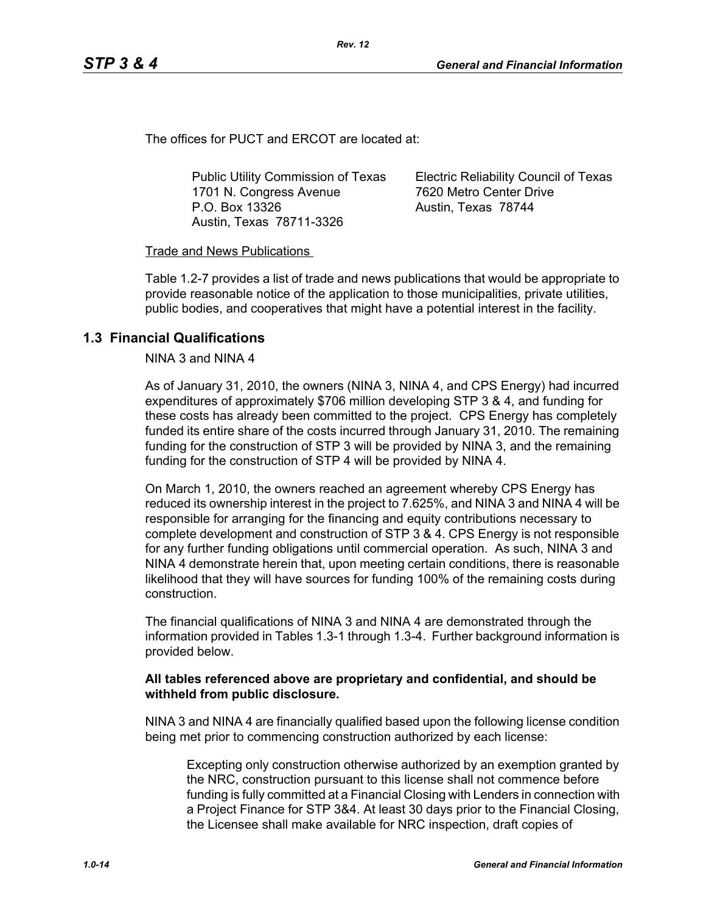The offices for PUCT and ERCOT are located at:

| Public Utility Commission of Texas | Electric Reliability Council of Texas |
|---|---|
| 1701 N. Congress Avenue | 7620 Metro Center Drive |
| P.O. Box 13326 | Austin, Texas 78744 |
| Austin, Texas 78711-3326 | |

Trade and News Publications

Table 1.2-7 provides a list of trade and news publications that would be appropriate to provide reasonable notice of the application to those municipalities, private utilities, public bodies, and cooperatives that might have a potential interest in the facility.

## 1.3 Financial Qualifications

NINA 3 and NINA 4

As of January 31, 2010, the owners (NINA 3, NINA 4, and CPS Energy) had incurred expenditures of approximately $706 million developing STP 3 & 4, and funding for these costs has already been committed to the project. CPS Energy has completely funded its entire share of the costs incurred through January 31, 2010. The remaining funding for the construction of STP 3 will be provided by NINA 3, and the remaining funding for the construction of STP 4 will be provided by NINA 4.

On March 1, 2010, the owners reached an agreement whereby CPS Energy has reduced its ownership interest in the project to 7.625%, and NINA 3 and NINA 4 will be responsible for arranging for the financing and equity contributions necessary to complete development and construction of STP 3 & 4. CPS Energy is not responsible for any further funding obligations until commercial operation. As such, NINA 3 and NINA 4 demonstrate herein that, upon meeting certain conditions, there is reasonable likelihood that they will have sources for funding 100% of the remaining costs during construction.

The financial qualifications of NINA 3 and NINA 4 are demonstrated through the information provided in Tables 1.3-1 through 1.3-4. Further background information is provided below.

**All tables referenced above are proprietary and confidential, and should be withheld from public disclosure.**

NINA 3 and NINA 4 are financially qualified based upon the following license condition being met prior to commencing construction authorized by each license:

> Excepting only construction otherwise authorized by an exemption granted by the NRC, construction pursuant to this license shall not commence before funding is fully committed at a Financial Closing with Lenders in connection with a Project Finance for STP 3&4. At least 30 days prior to the Financial Closing, the Licensee shall make available for NRC inspection, draft copies of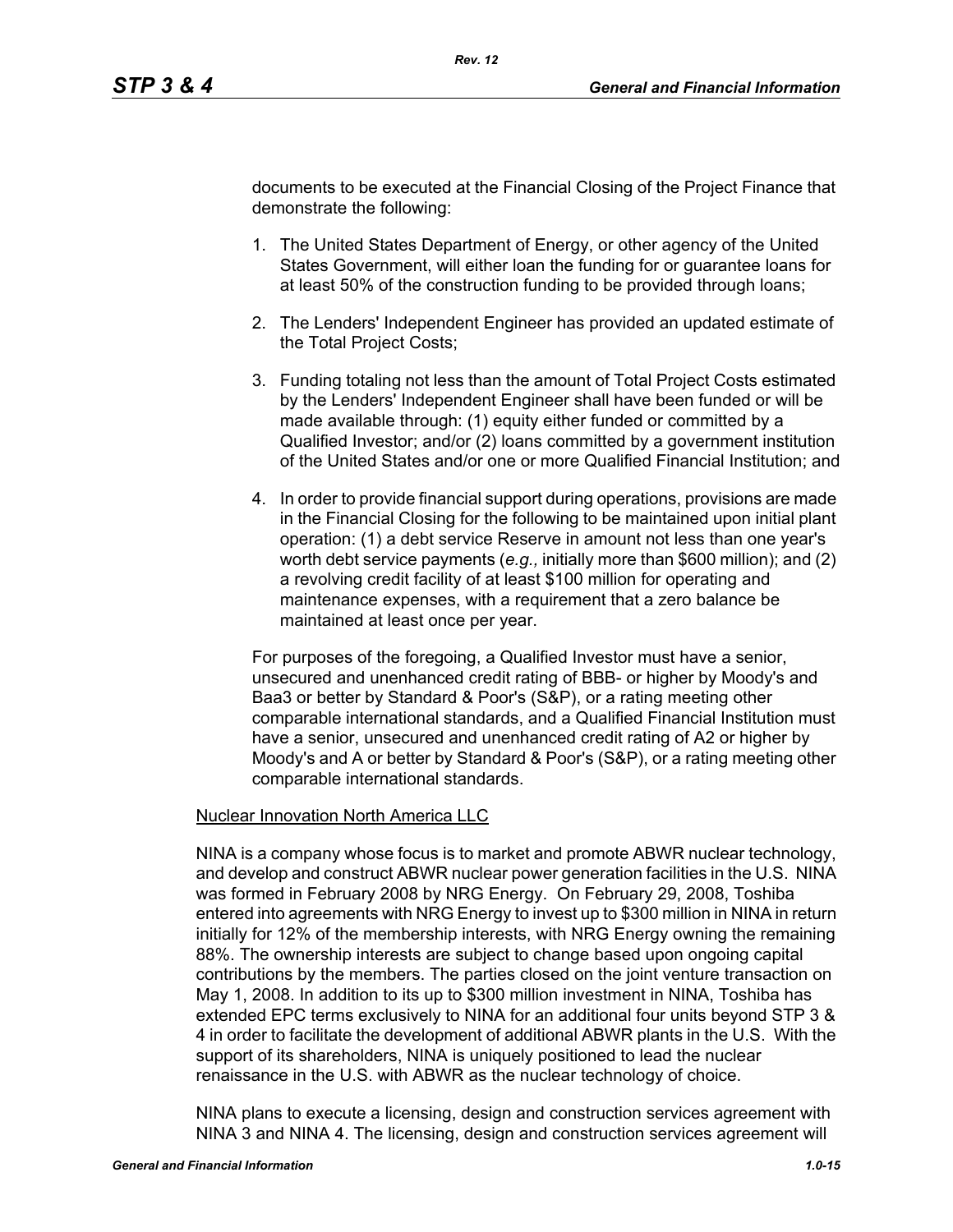documents to be executed at the Financial Closing of the Project Finance that demonstrate the following:

1. The United States Department of Energy, or other agency of the United States Government, will either loan the funding for or guarantee loans for at least 50% of the construction funding to be provided through loans;

2. The Lenders' Independent Engineer has provided an updated estimate of the Total Project Costs;

3. Funding totaling not less than the amount of Total Project Costs estimated by the Lenders' Independent Engineer shall have been funded or will be made available through: (1) equity either funded or committed by a Qualified Investor; and/or (2) loans committed by a government institution of the United States and/or one or more Qualified Financial Institution; and

4. In order to provide financial support during operations, provisions are made in the Financial Closing for the following to be maintained upon initial plant operation: (1) a debt service Reserve in amount not less than one year's worth debt service payments (*e.g.,* initially more than $600 million); and (2) a revolving credit facility of at least $100 million for operating and maintenance expenses, with a requirement that a zero balance be maintained at least once per year.

For purposes of the foregoing, a Qualified Investor must have a senior, unsecured and unenhanced credit rating of BBB- or higher by Moody's and Baa3 or better by Standard & Poor's (S&P), or a rating meeting other comparable international standards, and a Qualified Financial Institution must have a senior, unsecured and unenhanced credit rating of A2 or higher by Moody's and A or better by Standard & Poor's (S&P), or a rating meeting other comparable international standards.

Nuclear Innovation North America LLC

NINA is a company whose focus is to market and promote ABWR nuclear technology, and develop and construct ABWR nuclear power generation facilities in the U.S. NINA was formed in February 2008 by NRG Energy. On February 29, 2008, Toshiba entered into agreements with NRG Energy to invest up to $300 million in NINA in return initially for 12% of the membership interests, with NRG Energy owning the remaining 88%. The ownership interests are subject to change based upon ongoing capital contributions by the members. The parties closed on the joint venture transaction on May 1, 2008. In addition to its up to $300 million investment in NINA, Toshiba has extended EPC terms exclusively to NINA for an additional four units beyond STP 3 & 4 in order to facilitate the development of additional ABWR plants in the U.S. With the support of its shareholders, NINA is uniquely positioned to lead the nuclear renaissance in the U.S. with ABWR as the nuclear technology of choice.

NINA plans to execute a licensing, design and construction services agreement with NINA 3 and NINA 4. The licensing, design and construction services agreement will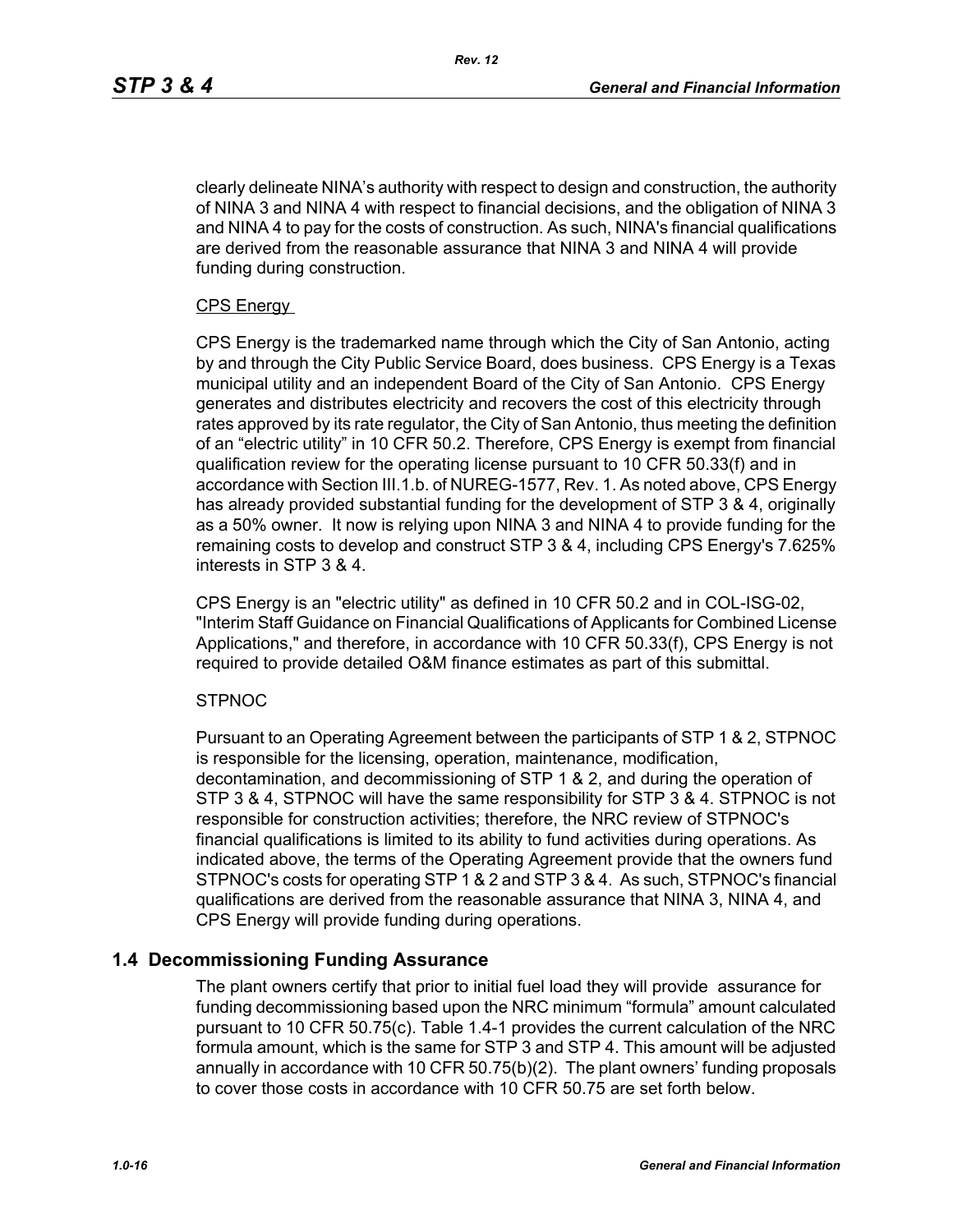clearly delineate NINA's authority with respect to design and construction, the authority of NINA 3 and NINA 4 with respect to financial decisions, and the obligation of NINA 3 and NINA 4 to pay for the costs of construction. As such, NINA's financial qualifications are derived from the reasonable assurance that NINA 3 and NINA 4 will provide funding during construction.

CPS Energy

CPS Energy is the trademarked name through which the City of San Antonio, acting by and through the City Public Service Board, does business. CPS Energy is a Texas municipal utility and an independent Board of the City of San Antonio. CPS Energy generates and distributes electricity and recovers the cost of this electricity through rates approved by its rate regulator, the City of San Antonio, thus meeting the definition of an "electric utility" in 10 CFR 50.2. Therefore, CPS Energy is exempt from financial qualification review for the operating license pursuant to 10 CFR 50.33(f) and in accordance with Section III.1.b. of NUREG-1577, Rev. 1. As noted above, CPS Energy has already provided substantial funding for the development of STP 3 & 4, originally as a 50% owner. It now is relying upon NINA 3 and NINA 4 to provide funding for the remaining costs to develop and construct STP 3 & 4, including CPS Energy's 7.625% interests in STP 3 & 4.

CPS Energy is an "electric utility" as defined in 10 CFR 50.2 and in COL-ISG-02, "Interim Staff Guidance on Financial Qualifications of Applicants for Combined License Applications," and therefore, in accordance with 10 CFR 50.33(f), CPS Energy is not required to provide detailed O&M finance estimates as part of this submittal.

STPNOC

Pursuant to an Operating Agreement between the participants of STP 1 & 2, STPNOC is responsible for the licensing, operation, maintenance, modification, decontamination, and decommissioning of STP 1 & 2, and during the operation of STP 3 & 4, STPNOC will have the same responsibility for STP 3 & 4. STPNOC is not responsible for construction activities; therefore, the NRC review of STPNOC's financial qualifications is limited to its ability to fund activities during operations. As indicated above, the terms of the Operating Agreement provide that the owners fund STPNOC's costs for operating STP 1 & 2 and STP 3 & 4. As such, STPNOC's financial qualifications are derived from the reasonable assurance that NINA 3, NINA 4, and CPS Energy will provide funding during operations.

## 1.4 Decommissioning Funding Assurance

The plant owners certify that prior to initial fuel load they will provide assurance for funding decommissioning based upon the NRC minimum "formula" amount calculated pursuant to 10 CFR 50.75(c). Table 1.4-1 provides the current calculation of the NRC formula amount, which is the same for STP 3 and STP 4. This amount will be adjusted annually in accordance with 10 CFR 50.75(b)(2). The plant owners' funding proposals to cover those costs in accordance with 10 CFR 50.75 are set forth below.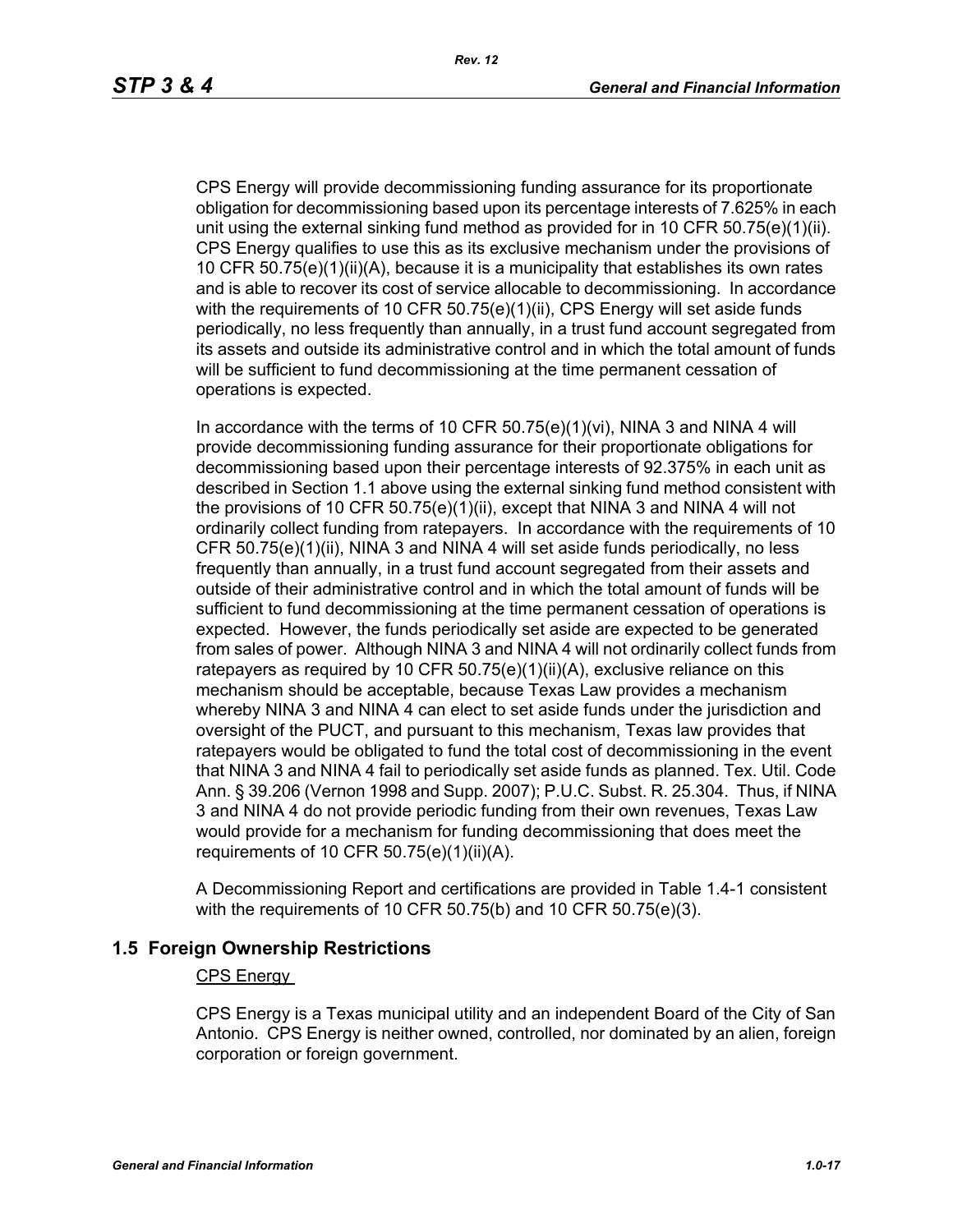CPS Energy will provide decommissioning funding assurance for its proportionate obligation for decommissioning based upon its percentage interests of 7.625% in each unit using the external sinking fund method as provided for in 10 CFR 50.75(e)(1)(ii). CPS Energy qualifies to use this as its exclusive mechanism under the provisions of 10 CFR 50.75(e)(1)(ii)(A), because it is a municipality that establishes its own rates and is able to recover its cost of service allocable to decommissioning. In accordance with the requirements of 10 CFR 50.75(e)(1)(ii), CPS Energy will set aside funds periodically, no less frequently than annually, in a trust fund account segregated from its assets and outside its administrative control and in which the total amount of funds will be sufficient to fund decommissioning at the time permanent cessation of operations is expected.

In accordance with the terms of 10 CFR 50.75(e)(1)(vi), NINA 3 and NINA 4 will provide decommissioning funding assurance for their proportionate obligations for decommissioning based upon their percentage interests of 92.375% in each unit as described in Section 1.1 above using the external sinking fund method consistent with the provisions of 10 CFR 50.75(e)(1)(ii), except that NINA 3 and NINA 4 will not ordinarily collect funding from ratepayers. In accordance with the requirements of 10 CFR 50.75(e)(1)(ii), NINA 3 and NINA 4 will set aside funds periodically, no less frequently than annually, in a trust fund account segregated from their assets and outside of their administrative control and in which the total amount of funds will be sufficient to fund decommissioning at the time permanent cessation of operations is expected. However, the funds periodically set aside are expected to be generated from sales of power. Although NINA 3 and NINA 4 will not ordinarily collect funds from ratepayers as required by 10 CFR 50.75(e)(1)(ii)(A), exclusive reliance on this mechanism should be acceptable, because Texas Law provides a mechanism whereby NINA 3 and NINA 4 can elect to set aside funds under the jurisdiction and oversight of the PUCT, and pursuant to this mechanism, Texas law provides that ratepayers would be obligated to fund the total cost of decommissioning in the event that NINA 3 and NINA 4 fail to periodically set aside funds as planned. Tex. Util. Code Ann. § 39.206 (Vernon 1998 and Supp. 2007); P.U.C. Subst. R. 25.304. Thus, if NINA 3 and NINA 4 do not provide periodic funding from their own revenues, Texas Law would provide for a mechanism for funding decommissioning that does meet the requirements of 10 CFR 50.75(e)(1)(ii)(A).

A Decommissioning Report and certifications are provided in Table 1.4-1 consistent with the requirements of 10 CFR 50.75(b) and 10 CFR 50.75(e)(3).

## 1.5 Foreign Ownership Restrictions

CPS Energy

CPS Energy is a Texas municipal utility and an independent Board of the City of San Antonio. CPS Energy is neither owned, controlled, nor dominated by an alien, foreign corporation or foreign government.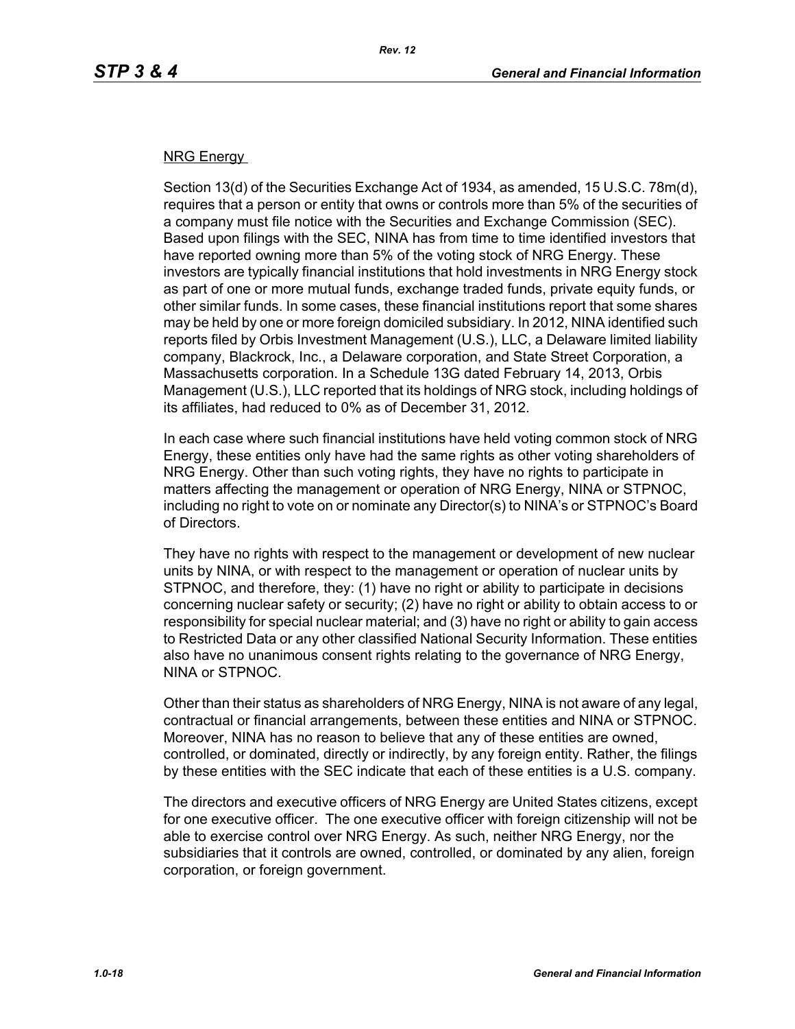NRG Energy

Section 13(d) of the Securities Exchange Act of 1934, as amended, 15 U.S.C. 78m(d), requires that a person or entity that owns or controls more than 5% of the securities of a company must file notice with the Securities and Exchange Commission (SEC). Based upon filings with the SEC, NINA has from time to time identified investors that have reported owning more than 5% of the voting stock of NRG Energy. These investors are typically financial institutions that hold investments in NRG Energy stock as part of one or more mutual funds, exchange traded funds, private equity funds, or other similar funds. In some cases, these financial institutions report that some shares may be held by one or more foreign domiciled subsidiary. In 2012, NINA identified such reports filed by Orbis Investment Management (U.S.), LLC, a Delaware limited liability company, Blackrock, Inc., a Delaware corporation, and State Street Corporation, a Massachusetts corporation. In a Schedule 13G dated February 14, 2013, Orbis Management (U.S.), LLC reported that its holdings of NRG stock, including holdings of its affiliates, had reduced to 0% as of December 31, 2012.

In each case where such financial institutions have held voting common stock of NRG Energy, these entities only have had the same rights as other voting shareholders of NRG Energy. Other than such voting rights, they have no rights to participate in matters affecting the management or operation of NRG Energy, NINA or STPNOC, including no right to vote on or nominate any Director(s) to NINA's or STPNOC's Board of Directors.

They have no rights with respect to the management or development of new nuclear units by NINA, or with respect to the management or operation of nuclear units by STPNOC, and therefore, they: (1) have no right or ability to participate in decisions concerning nuclear safety or security; (2) have no right or ability to obtain access to or responsibility for special nuclear material; and (3) have no right or ability to gain access to Restricted Data or any other classified National Security Information. These entities also have no unanimous consent rights relating to the governance of NRG Energy, NINA or STPNOC.

Other than their status as shareholders of NRG Energy, NINA is not aware of any legal, contractual or financial arrangements, between these entities and NINA or STPNOC. Moreover, NINA has no reason to believe that any of these entities are owned, controlled, or dominated, directly or indirectly, by any foreign entity. Rather, the filings by these entities with the SEC indicate that each of these entities is a U.S. company.

The directors and executive officers of NRG Energy are United States citizens, except for one executive officer. The one executive officer with foreign citizenship will not be able to exercise control over NRG Energy. As such, neither NRG Energy, nor the subsidiaries that it controls are owned, controlled, or dominated by any alien, foreign corporation, or foreign government.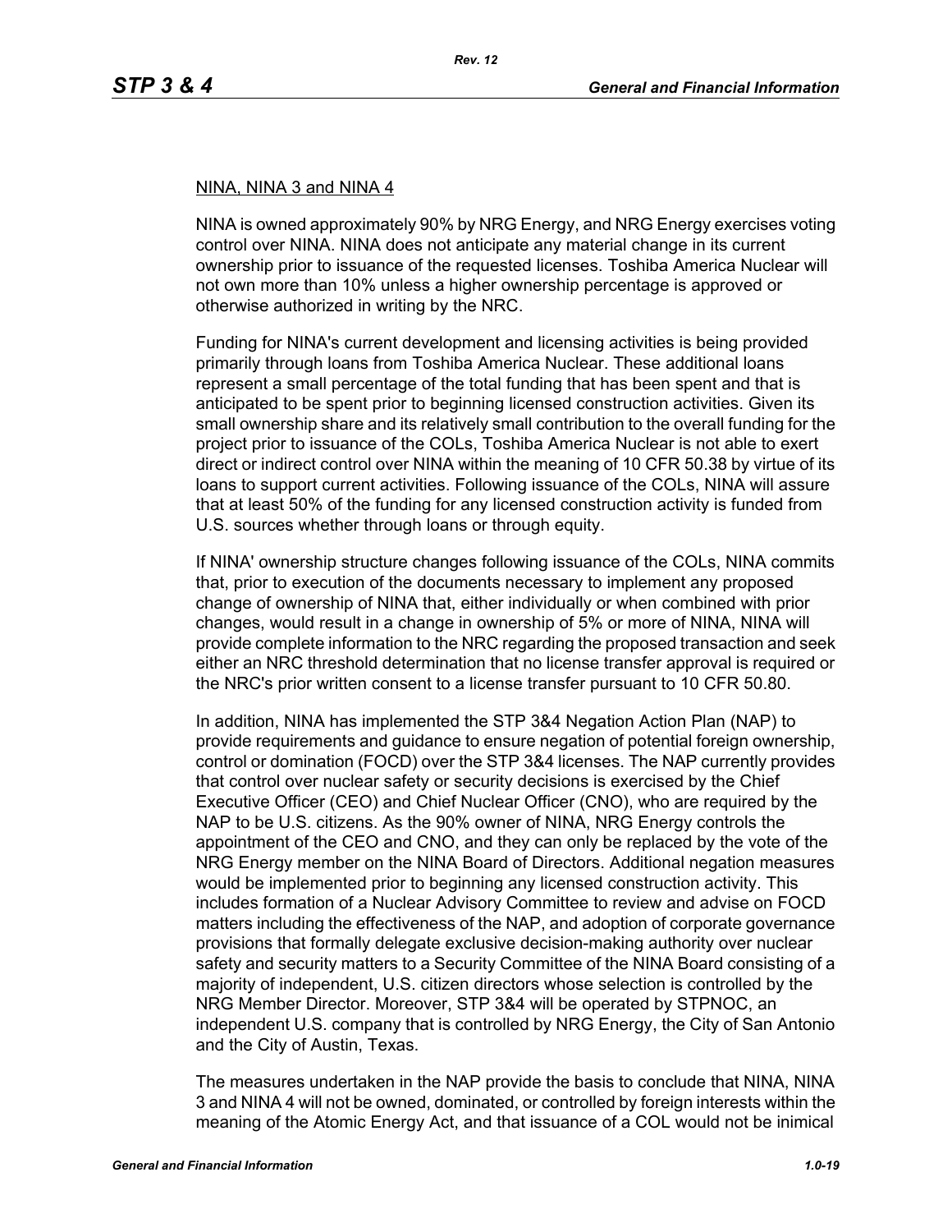NINA, NINA 3 and NINA 4

NINA is owned approximately 90% by NRG Energy, and NRG Energy exercises voting control over NINA. NINA does not anticipate any material change in its current ownership prior to issuance of the requested licenses. Toshiba America Nuclear will not own more than 10% unless a higher ownership percentage is approved or otherwise authorized in writing by the NRC.

Funding for NINA's current development and licensing activities is being provided primarily through loans from Toshiba America Nuclear. These additional loans represent a small percentage of the total funding that has been spent and that is anticipated to be spent prior to beginning licensed construction activities. Given its small ownership share and its relatively small contribution to the overall funding for the project prior to issuance of the COLs, Toshiba America Nuclear is not able to exert direct or indirect control over NINA within the meaning of 10 CFR 50.38 by virtue of its loans to support current activities. Following issuance of the COLs, NINA will assure that at least 50% of the funding for any licensed construction activity is funded from U.S. sources whether through loans or through equity.

If NINA' ownership structure changes following issuance of the COLs, NINA commits that, prior to execution of the documents necessary to implement any proposed change of ownership of NINA that, either individually or when combined with prior changes, would result in a change in ownership of 5% or more of NINA, NINA will provide complete information to the NRC regarding the proposed transaction and seek either an NRC threshold determination that no license transfer approval is required or the NRC's prior written consent to a license transfer pursuant to 10 CFR 50.80.

In addition, NINA has implemented the STP 3&4 Negation Action Plan (NAP) to provide requirements and guidance to ensure negation of potential foreign ownership, control or domination (FOCD) over the STP 3&4 licenses. The NAP currently provides that control over nuclear safety or security decisions is exercised by the Chief Executive Officer (CEO) and Chief Nuclear Officer (CNO), who are required by the NAP to be U.S. citizens. As the 90% owner of NINA, NRG Energy controls the appointment of the CEO and CNO, and they can only be replaced by the vote of the NRG Energy member on the NINA Board of Directors. Additional negation measures would be implemented prior to beginning any licensed construction activity. This includes formation of a Nuclear Advisory Committee to review and advise on FOCD matters including the effectiveness of the NAP, and adoption of corporate governance provisions that formally delegate exclusive decision-making authority over nuclear safety and security matters to a Security Committee of the NINA Board consisting of a majority of independent, U.S. citizen directors whose selection is controlled by the NRG Member Director. Moreover, STP 3&4 will be operated by STPNOC, an independent U.S. company that is controlled by NRG Energy, the City of San Antonio and the City of Austin, Texas.

The measures undertaken in the NAP provide the basis to conclude that NINA, NINA 3 and NINA 4 will not be owned, dominated, or controlled by foreign interests within the meaning of the Atomic Energy Act, and that issuance of a COL would not be inimical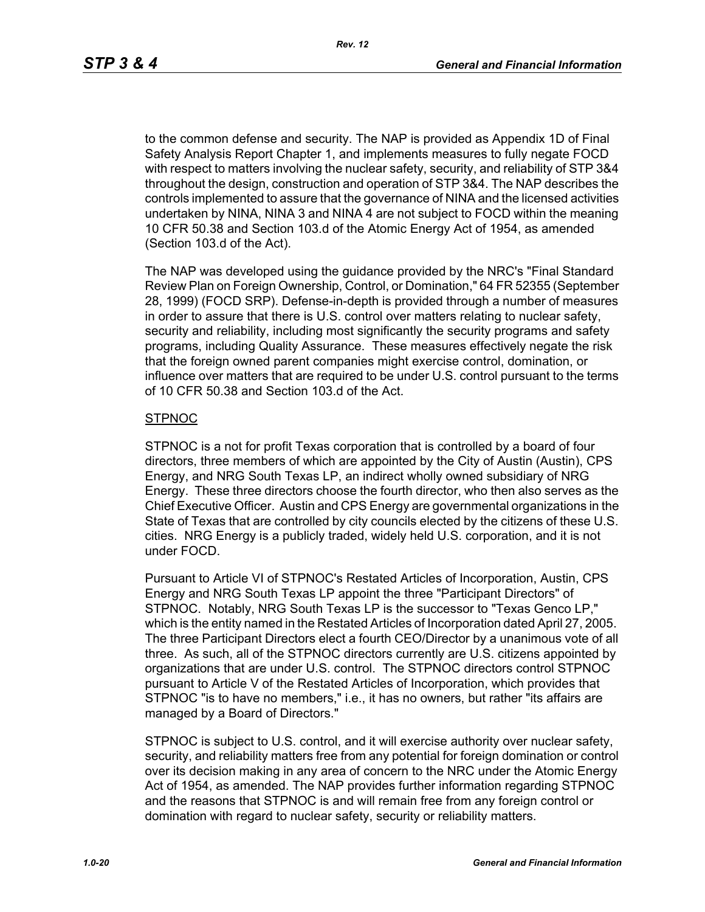to the common defense and security. The NAP is provided as Appendix 1D of Final Safety Analysis Report Chapter 1, and implements measures to fully negate FOCD with respect to matters involving the nuclear safety, security, and reliability of STP 3&4 throughout the design, construction and operation of STP 3&4. The NAP describes the controls implemented to assure that the governance of NINA and the licensed activities undertaken by NINA, NINA 3 and NINA 4 are not subject to FOCD within the meaning 10 CFR 50.38 and Section 103.d of the Atomic Energy Act of 1954, as amended (Section 103.d of the Act).

The NAP was developed using the guidance provided by the NRC's "Final Standard Review Plan on Foreign Ownership, Control, or Domination," 64 FR 52355 (September 28, 1999) (FOCD SRP). Defense-in-depth is provided through a number of measures in order to assure that there is U.S. control over matters relating to nuclear safety, security and reliability, including most significantly the security programs and safety programs, including Quality Assurance. These measures effectively negate the risk that the foreign owned parent companies might exercise control, domination, or influence over matters that are required to be under U.S. control pursuant to the terms of 10 CFR 50.38 and Section 103.d of the Act.

<u>STPNOC</u>

STPNOC is a not for profit Texas corporation that is controlled by a board of four directors, three members of which are appointed by the City of Austin (Austin), CPS Energy, and NRG South Texas LP, an indirect wholly owned subsidiary of NRG Energy. These three directors choose the fourth director, who then also serves as the Chief Executive Officer. Austin and CPS Energy are governmental organizations in the State of Texas that are controlled by city councils elected by the citizens of these U.S. cities. NRG Energy is a publicly traded, widely held U.S. corporation, and it is not under FOCD.

Pursuant to Article VI of STPNOC's Restated Articles of Incorporation, Austin, CPS Energy and NRG South Texas LP appoint the three "Participant Directors" of STPNOC. Notably, NRG South Texas LP is the successor to "Texas Genco LP," which is the entity named in the Restated Articles of Incorporation dated April 27, 2005. The three Participant Directors elect a fourth CEO/Director by a unanimous vote of all three. As such, all of the STPNOC directors currently are U.S. citizens appointed by organizations that are under U.S. control. The STPNOC directors control STPNOC pursuant to Article V of the Restated Articles of Incorporation, which provides that STPNOC "is to have no members," i.e., it has no owners, but rather "its affairs are managed by a Board of Directors."

STPNOC is subject to U.S. control, and it will exercise authority over nuclear safety, security, and reliability matters free from any potential for foreign domination or control over its decision making in any area of concern to the NRC under the Atomic Energy Act of 1954, as amended. The NAP provides further information regarding STPNOC and the reasons that STPNOC is and will remain free from any foreign control or domination with regard to nuclear safety, security or reliability matters.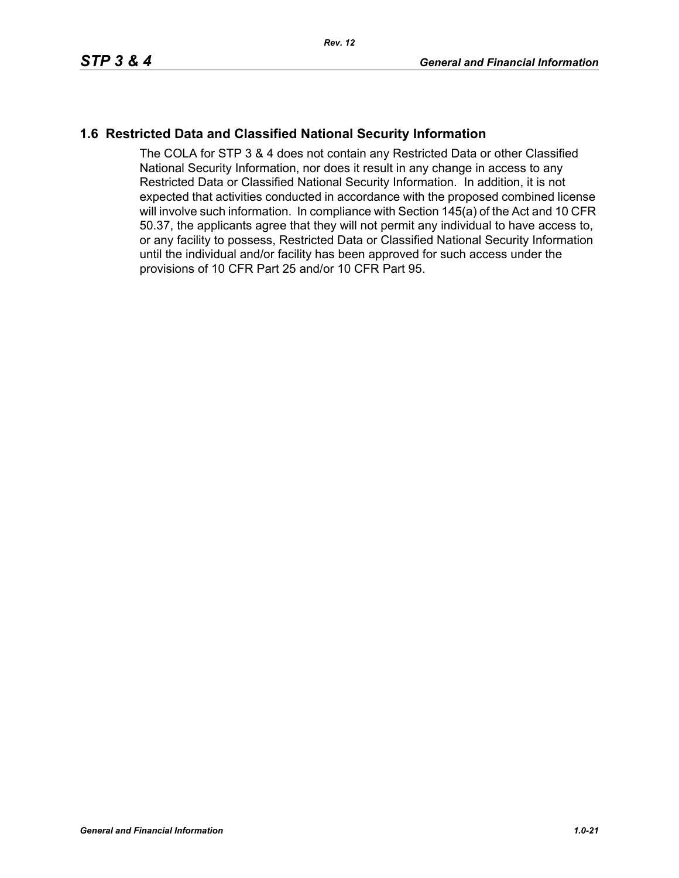## 1.6 Restricted Data and Classified National Security Information

The COLA for STP 3 & 4 does not contain any Restricted Data or other Classified National Security Information, nor does it result in any change in access to any Restricted Data or Classified National Security Information. In addition, it is not expected that activities conducted in accordance with the proposed combined license will involve such information. In compliance with Section 145(a) of the Act and 10 CFR 50.37, the applicants agree that they will not permit any individual to have access to, or any facility to possess, Restricted Data or Classified National Security Information until the individual and/or facility has been approved for such access under the provisions of 10 CFR Part 25 and/or 10 CFR Part 95.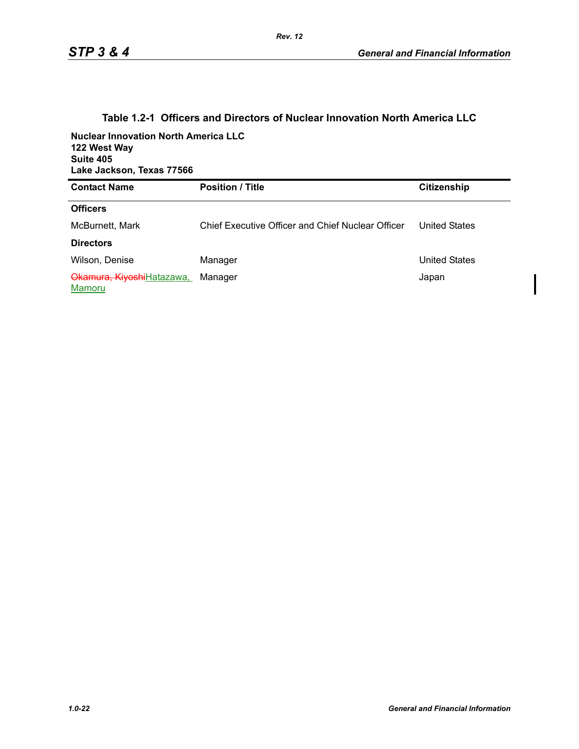### Table 1.2-1 Officers and Directors of Nuclear Innovation North America LLC

**Nuclear Innovation North America LLC**
**122 West Way**
**Suite 405**
**Lake Jackson, Texas 77566**

| Contact Name | Position / Title | Citizenship |
|---|---|---|
| **Officers** | | |
| McBurnett, Mark | Chief Executive Officer and Chief Nuclear Officer | United States |
| **Directors** | | |
| Wilson, Denise | Manager | United States |
| ~~Okamura, Kiyoshi~~Hatazawa, Mamoru | Manager | Japan |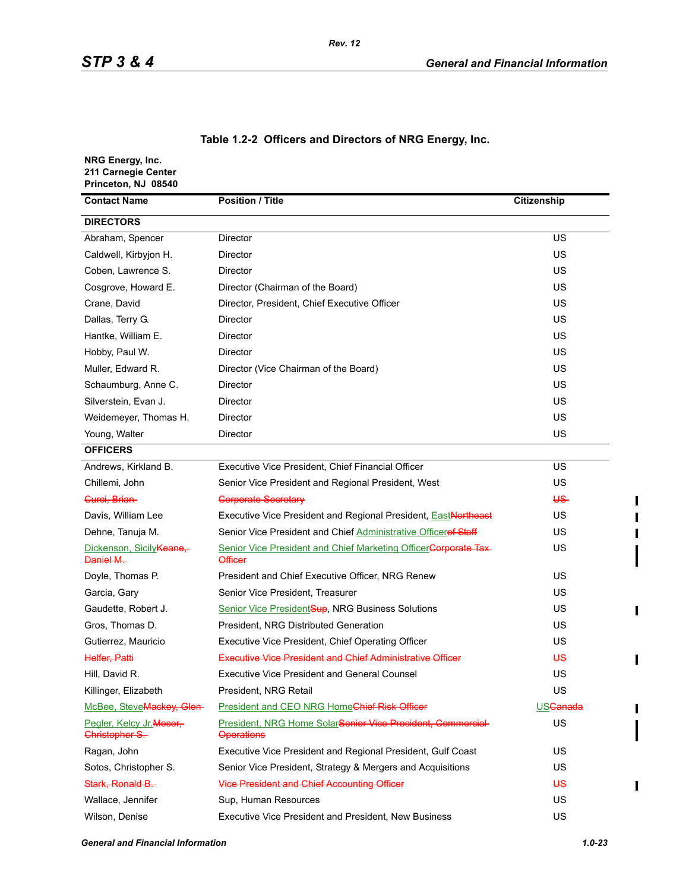**Table 1.2-2 Officers and Directors of NRG Energy, Inc.**

**NRG Energy, Inc.**
**211 Carnegie Center**
**Princeton, NJ 08540**

| Contact Name | Position / Title | Citizenship |
|---|---|---|
| **DIRECTORS** | | |
| Abraham, Spencer | Director | US |
| Caldwell, Kirbyjon H. | Director | US |
| Coben, Lawrence S. | Director | US |
| Cosgrove, Howard E. | Director (Chairman of the Board) | US |
| Crane, David | Director, President, Chief Executive Officer | US |
| Dallas, Terry G. | Director | US |
| Hantke, William E. | Director | US |
| Hobby, Paul W. | Director | US |
| Muller, Edward R. | Director (Vice Chairman of the Board) | US |
| Schaumburg, Anne C. | Director | US |
| Silverstein, Evan J. | Director | US |
| Weidemeyer, Thomas H. | Director | US |
| Young, Walter | Director | US |
| **OFFICERS** | | |
| Andrews, Kirkland B. | Executive Vice President, Chief Financial Officer | US |
| Chillemi, John | Senior Vice President and Regional President, West | US |
| ~~Curci, Brian~~ | ~~Corporate Secretary~~ | ~~US~~ |
| Davis, William Lee | Executive Vice President and Regional President, East~~Northeast~~ | US |
| Dehne, Tanuja M. | Senior Vice President and Chief Administrative Officer~~of Staff~~ | US |
| Dickenson, Sicily~~Keane, Daniel M.~~ | Senior Vice President and Chief Marketing Officer~~Corporate Tax Officer~~ | US |
| Doyle, Thomas P. | President and Chief Executive Officer, NRG Renew | US |
| Garcia, Gary | Senior Vice President, Treasurer | US |
| Gaudette, Robert J. | Senior Vice President~~Sup~~, NRG Business Solutions | US |
| Gros, Thomas D. | President, NRG Distributed Generation | US |
| Gutierrez, Mauricio | Executive Vice President, Chief Operating Officer | US |
| ~~Helfer, Patti~~ | ~~Executive Vice President and Chief Administrative Officer~~ | ~~US~~ |
| Hill, David R. | Executive Vice President and General Counsel | US |
| Killinger, Elizabeth | President, NRG Retail | US |
| McBee, Steve~~Mackey, Glen~~ | President and CEO NRG Home~~Chief Risk Officer~~ | US~~Canada~~ |
| Pegler, Kelcy Jr.~~Moser, Christopher S.~~ | President, NRG Home Solar~~Senior Vice President, Commercial Operations~~ | US |
| Ragan, John | Executive Vice President and Regional President, Gulf Coast | US |
| Sotos, Christopher S. | Senior Vice President, Strategy & Mergers and Acquisitions | US |
| ~~Stark, Ronald B.~~ | ~~Vice President and Chief Accounting Officer~~ | ~~US~~ |
| Wallace, Jennifer | Sup, Human Resources | US |
| Wilson, Denise | Executive Vice President and President, New Business | US |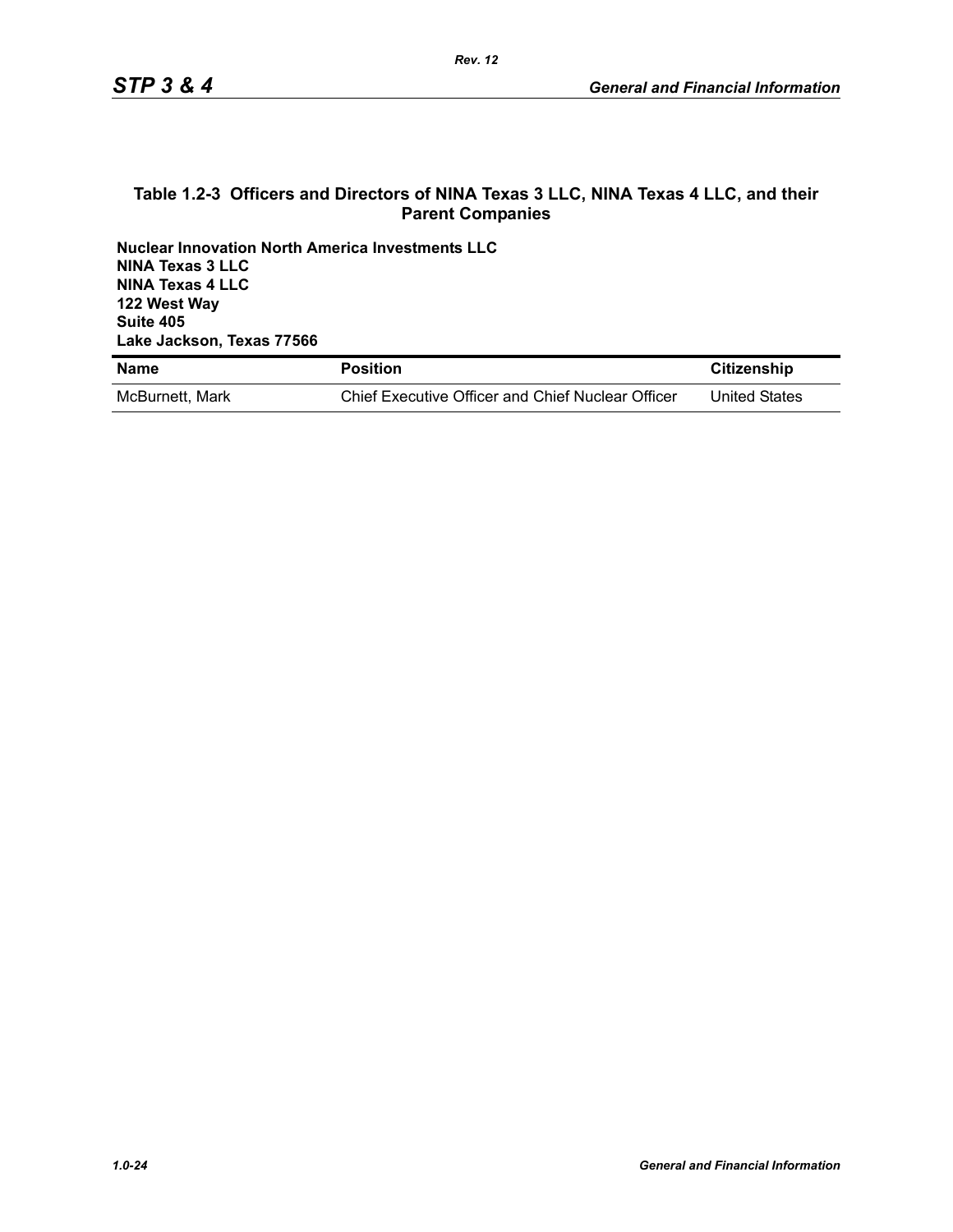### Table 1.2-3 Officers and Directors of NINA Texas 3 LLC, NINA Texas 4 LLC, and their Parent Companies

**Nuclear Innovation North America Investments LLC**
**NINA Texas 3 LLC**
**NINA Texas 4 LLC**
**122 West Way**
**Suite 405**
**Lake Jackson, Texas 77566**

| Name | Position | Citizenship |
|---|---|---|
| McBurnett, Mark | Chief Executive Officer and Chief Nuclear Officer | United States |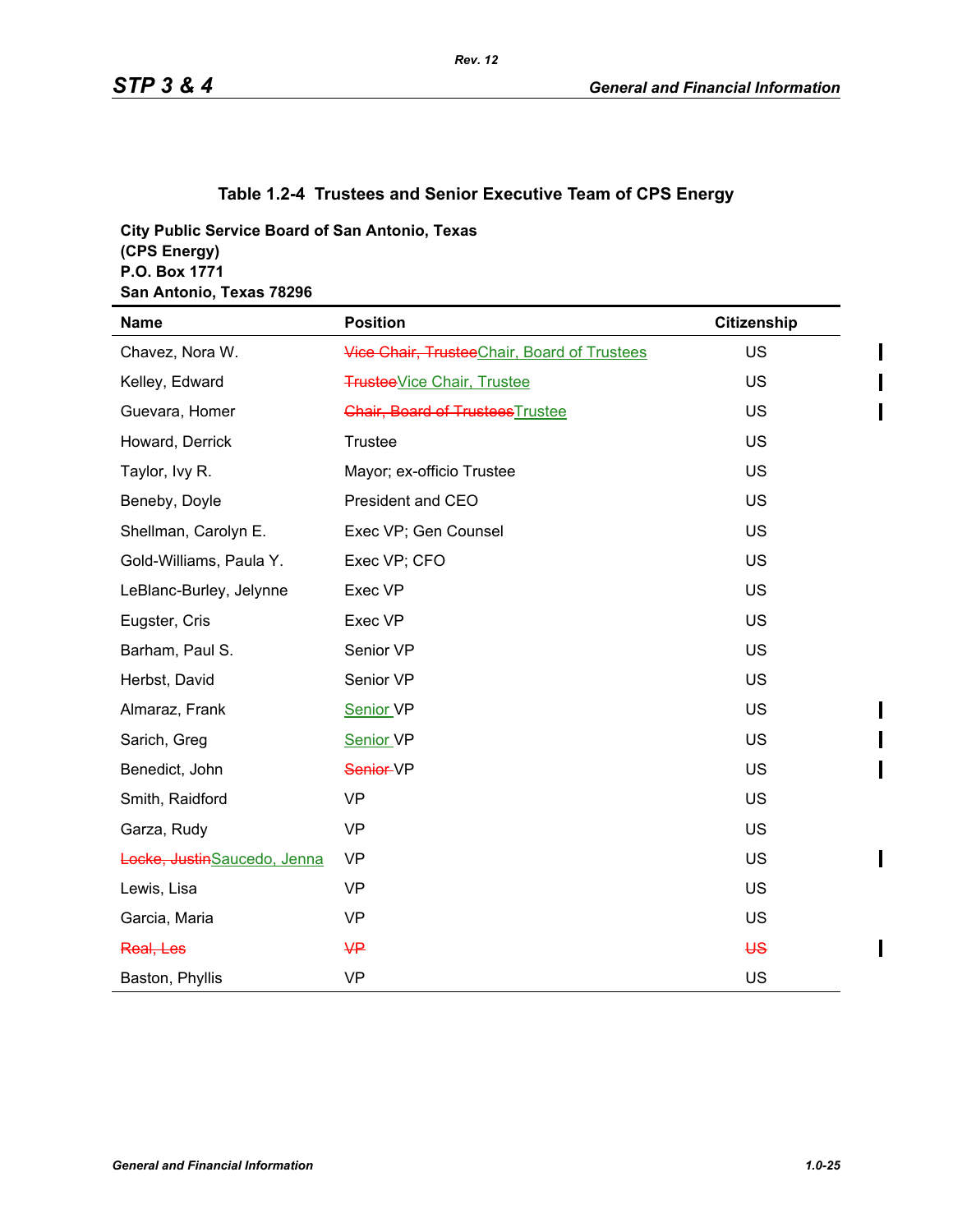## Table 1.2-4 Trustees and Senior Executive Team of CPS Energy

**City Public Service Board of San Antonio, Texas**
**(CPS Energy)**
**P.O. Box 1771**
**San Antonio, Texas 78296**

| Name | Position | Citizenship |
|---|---|---|
| Chavez, Nora W. | ~~Vice Chair, Trustee~~Chair, Board of Trustees | US |
| Kelley, Edward | ~~Trustee~~Vice Chair, Trustee | US |
| Guevara, Homer | ~~Chair, Board of Trustees~~Trustee | US |
| Howard, Derrick | Trustee | US |
| Taylor, Ivy R. | Mayor; ex-officio Trustee | US |
| Beneby, Doyle | President and CEO | US |
| Shellman, Carolyn E. | Exec VP; Gen Counsel | US |
| Gold-Williams, Paula Y. | Exec VP; CFO | US |
| LeBlanc-Burley, Jelynne | Exec VP | US |
| Eugster, Cris | Exec VP | US |
| Barham, Paul S. | Senior VP | US |
| Herbst, David | Senior VP | US |
| Almaraz, Frank | Senior VP | US |
| Sarich, Greg | Senior VP | US |
| Benedict, John | ~~Senior~~ VP | US |
| Smith, Raidford | VP | US |
| Garza, Rudy | VP | US |
| ~~Locke, Justin~~Saucedo, Jenna | VP | US |
| Lewis, Lisa | VP | US |
| Garcia, Maria | VP | US |
| ~~Real, Les~~ | ~~VP~~ | ~~US~~ |
| Baston, Phyllis | VP | US |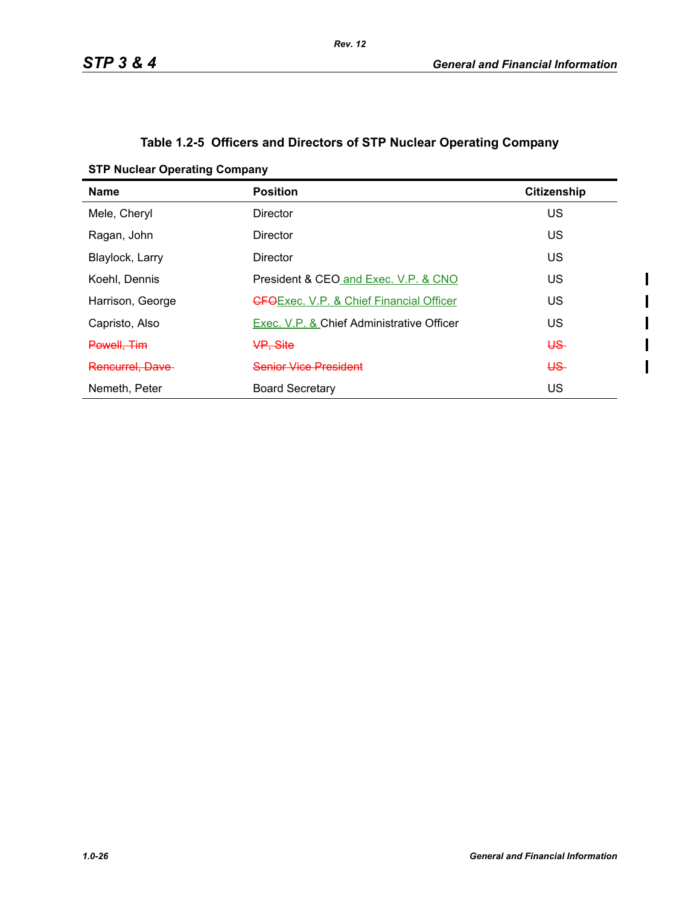**Table 1.2-5 Officers and Directors of STP Nuclear Operating Company**

**STP Nuclear Operating Company**

| Name | Position | Citizenship |
|---|---|---|
| Mele, Cheryl | Director | US |
| Ragan, John | Director | US |
| Blaylock, Larry | Director | US |
| Koehl, Dennis | President & CEO and Exec. V.P. & CNO | US |
| Harrison, George | ~~CFO~~Exec. V.P. & Chief Financial Officer | US |
| Capristo, Also | Exec. V.P. & Chief Administrative Officer | US |
| ~~Powell, Tim~~ | ~~VP, Site~~ | ~~US~~ |
| ~~Rencurrel, Dave~~ | ~~Senior Vice President~~ | ~~US~~ |
| Nemeth, Peter | Board Secretary | US |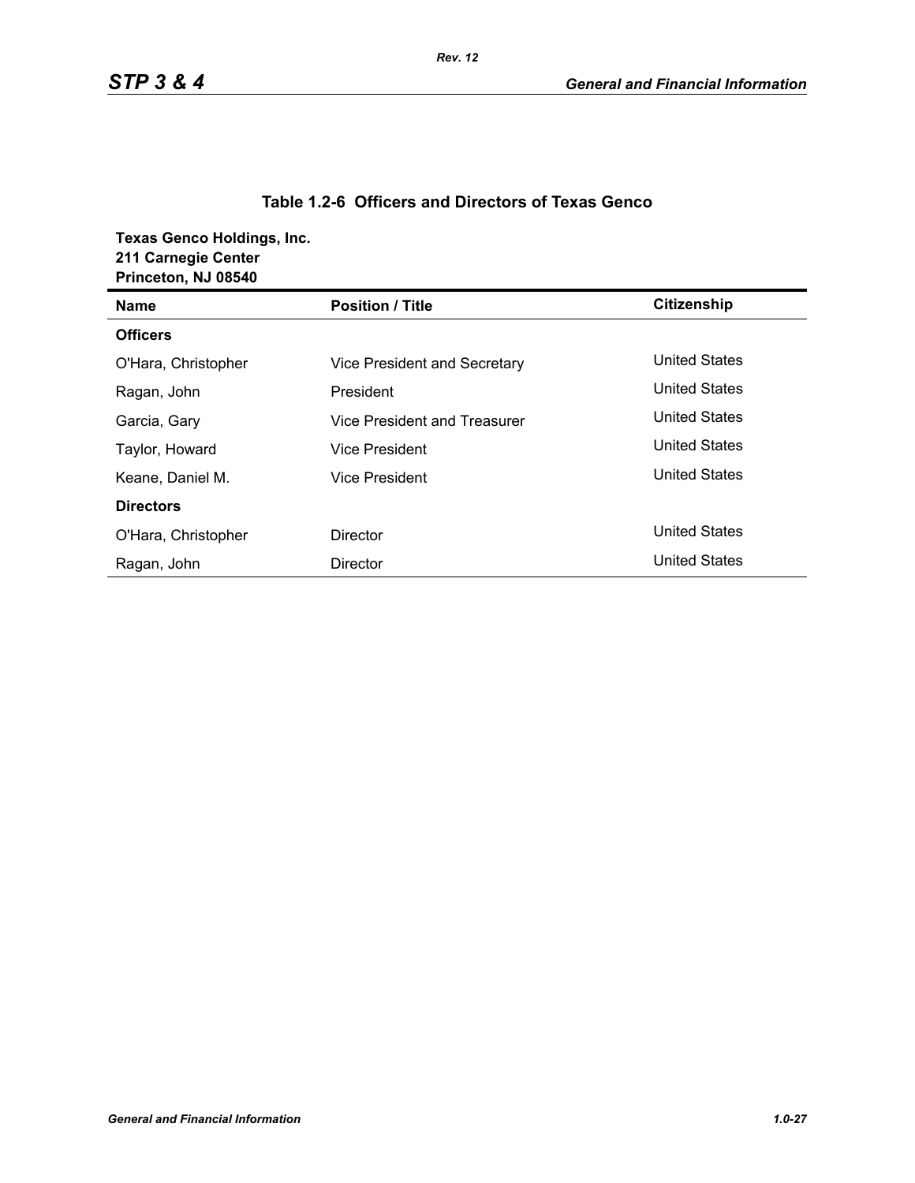## Table 1.2-6 Officers and Directors of Texas Genco

**Texas Genco Holdings, Inc.**
**211 Carnegie Center**
**Princeton, NJ 08540**

| Name | Position / Title | Citizenship |
|---|---|---|
| **Officers** | | |
| O'Hara, Christopher | Vice President and Secretary | United States |
| Ragan, John | President | United States |
| Garcia, Gary | Vice President and Treasurer | United States |
| Taylor, Howard | Vice President | United States |
| Keane, Daniel M. | Vice President | United States |
| **Directors** | | |
| O'Hara, Christopher | Director | United States |
| Ragan, John | Director | United States |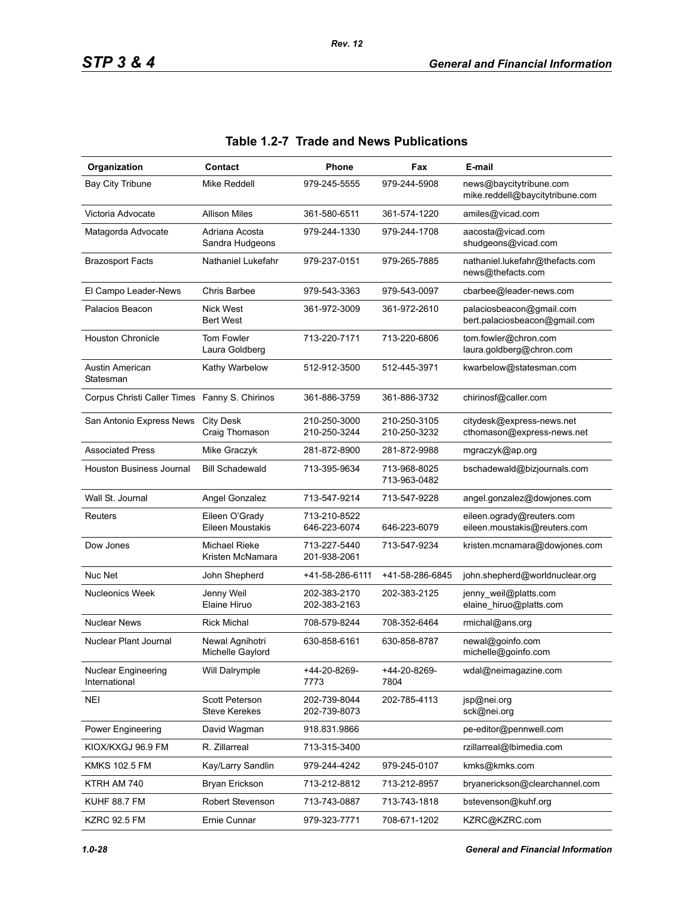## Table 1.2-7 Trade and News Publications

| Organization | Contact | Phone | Fax | E-mail |
|---|---|---|---|---|
| Bay City Tribune | Mike Reddell | 979-245-5555 | 979-244-5908 | news@baycitytribune.com<br>mike.reddell@baycitytribune.com |
| Victoria Advocate | Allison Miles | 361-580-6511 | 361-574-1220 | amiles@vicad.com |
| Matagorda Advocate | Adriana Acosta<br>Sandra Hudgeons | 979-244-1330 | 979-244-1708 | aacosta@vicad.com<br>shudgeons@vicad.com |
| Brazosport Facts | Nathaniel Lukefahr | 979-237-0151 | 979-265-7885 | nathaniel.lukefahr@thefacts.com<br>news@thefacts.com |
| El Campo Leader-News | Chris Barbee | 979-543-3363 | 979-543-0097 | cbarbee@leader-news.com |
| Palacios Beacon | Nick West<br>Bert West | 361-972-3009 | 361-972-2610 | palaciosbeacon@gmail.com<br>bert.palaciosbeacon@gmail.com |
| Houston Chronicle | Tom Fowler<br>Laura Goldberg | 713-220-7171 | 713-220-6806 | tom.fowler@chron.com<br>laura.goldberg@chron.com |
| Austin American Statesman | Kathy Warbelow | 512-912-3500 | 512-445-3971 | kwarbelow@statesman.com |
| Corpus Christi Caller Times | Fanny S. Chirinos | 361-886-3759 | 361-886-3732 | chirinosf@caller.com |
| San Antonio Express News | City Desk<br>Craig Thomason | 210-250-3000<br>210-250-3244 | 210-250-3105<br>210-250-3232 | citydesk@express-news.net<br>cthomason@express-news.net |
| Associated Press | Mike Graczyk | 281-872-8900 | 281-872-9988 | mgraczyk@ap.org |
| Houston Business Journal | Bill Schadewald | 713-395-9634 | 713-968-8025<br>713-963-0482 | bschadewald@bizjournals.com |
| Wall St. Journal | Angel Gonzalez | 713-547-9214 | 713-547-9228 | angel.gonzalez@dowjones.com |
| Reuters | Eileen O'Grady<br>Eileen Moustakis | 713-210-8522<br>646-223-6074 | <br>646-223-6079 | eileen.ogrady@reuters.com<br>eileen.moustakis@reuters.com |
| Dow Jones | Michael Rieke<br>Kristen McNamara | 713-227-5440<br>201-938-2061 | 713-547-9234 | kristen.mcnamara@dowjones.com |
| Nuc Net | John Shepherd | +41-58-286-6111 | +41-58-286-6845 | john.shepherd@worldnuclear.org |
| Nucleonics Week | Jenny Weil<br>Elaine Hiruo | 202-383-2170<br>202-383-2163 | 202-383-2125 | jenny_weil@platts.com<br>elaine_hiruo@platts.com |
| Nuclear News | Rick Michal | 708-579-8244 | 708-352-6464 | rmichal@ans.org |
| Nuclear Plant Journal | Newal Agnihotri<br>Michelle Gaylord | 630-858-6161 | 630-858-8787 | newal@goinfo.com<br>michelle@goinfo.com |
| Nuclear Engineering International | Will Dalrymple | +44-20-8269-7773 | +44-20-8269-7804 | wdal@neimagazine.com |
| NEI | Scott Peterson<br>Steve Kerekes | 202-739-8044<br>202-739-8073 | 202-785-4113 | jsp@nei.org<br>sck@nei.org |
| Power Engineering | David Wagman | 918.831.9866 | | pe-editor@pennwell.com |
| KIOX/KXGJ 96.9 FM | R. Zillarreal | 713-315-3400 | | rzillarreal@lbimedia.com |
| KMKS 102.5 FM | Kay/Larry Sandlin | 979-244-4242 | 979-245-0107 | kmks@kmks.com |
| KTRH AM 740 | Bryan Erickson | 713-212-8812 | 713-212-8957 | bryanerickson@clearchannel.com |
| KUHF 88.7 FM | Robert Stevenson | 713-743-0887 | 713-743-1818 | bstevenson@kuhf.org |
| KZRC 92.5 FM | Ernie Cunnar | 979-323-7771 | 708-671-1202 | KZRC@KZRC.com |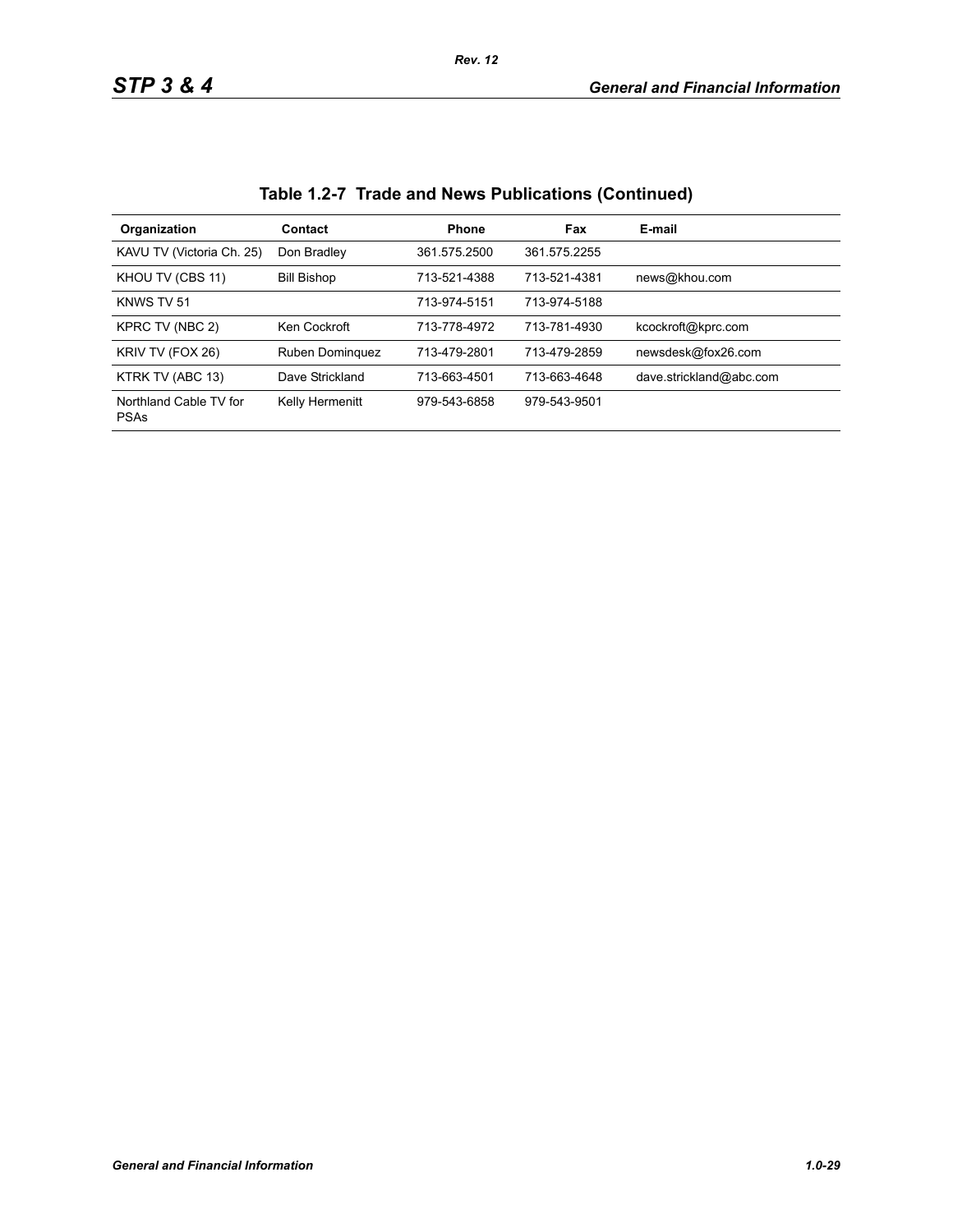## Table 1.2-7 Trade and News Publications (Continued)

| Organization | Contact | Phone | Fax | E-mail |
|---|---|---|---|---|
| KAVU TV (Victoria Ch. 25) | Don Bradley | 361.575.2500 | 361.575.2255 | |
| KHOU TV (CBS 11) | Bill Bishop | 713-521-4388 | 713-521-4381 | news@khou.com |
| KNWS TV 51 | | 713-974-5151 | 713-974-5188 | |
| KPRC TV (NBC 2) | Ken Cockroft | 713-778-4972 | 713-781-4930 | kcockroft@kprc.com |
| KRIV TV (FOX 26) | Ruben Dominquez | 713-479-2801 | 713-479-2859 | newsdesk@fox26.com |
| KTRK TV (ABC 13) | Dave Strickland | 713-663-4501 | 713-663-4648 | dave.strickland@abc.com |
| Northland Cable TV for PSAs | Kelly Hermenitt | 979-543-6858 | 979-543-9501 | |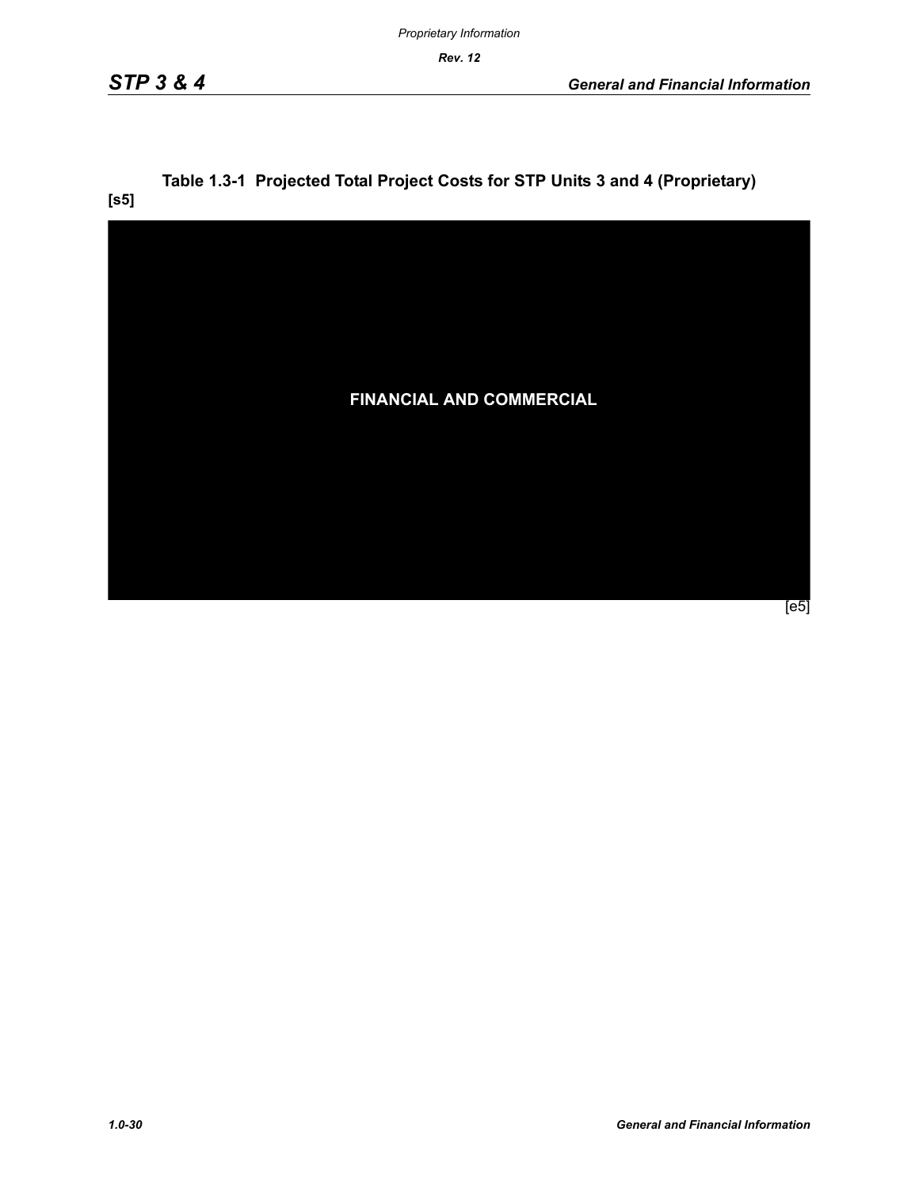**Table 1.3-1 Projected Total Project Costs for STP Units 3 and 4 (Proprietary)**

[s5]

FINANCIAL AND COMMERCIAL

[e5]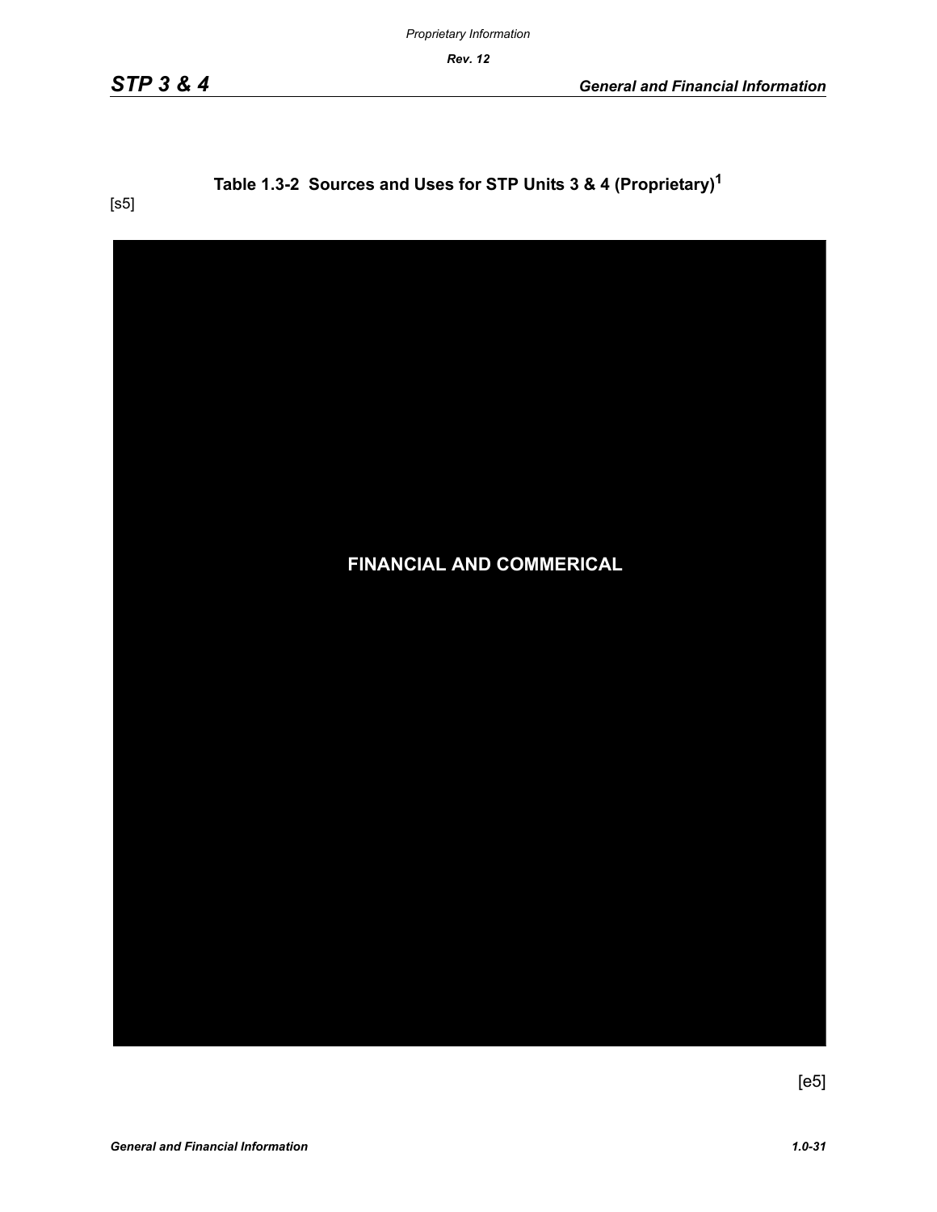**Table 1.3-2 Sources and Uses for STP Units 3 & 4 (Proprietary)[1]**

[s5]

FINANCIAL AND COMMERICAL

[e5]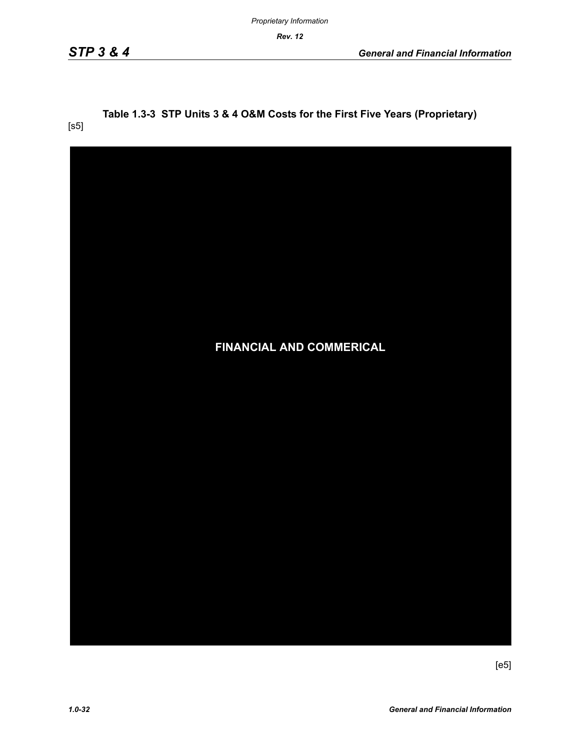**Table 1.3-3 STP Units 3 & 4 O&M Costs for the First Five Years (Proprietary)**

[s5]

FINANCIAL AND COMMERICAL

[e5]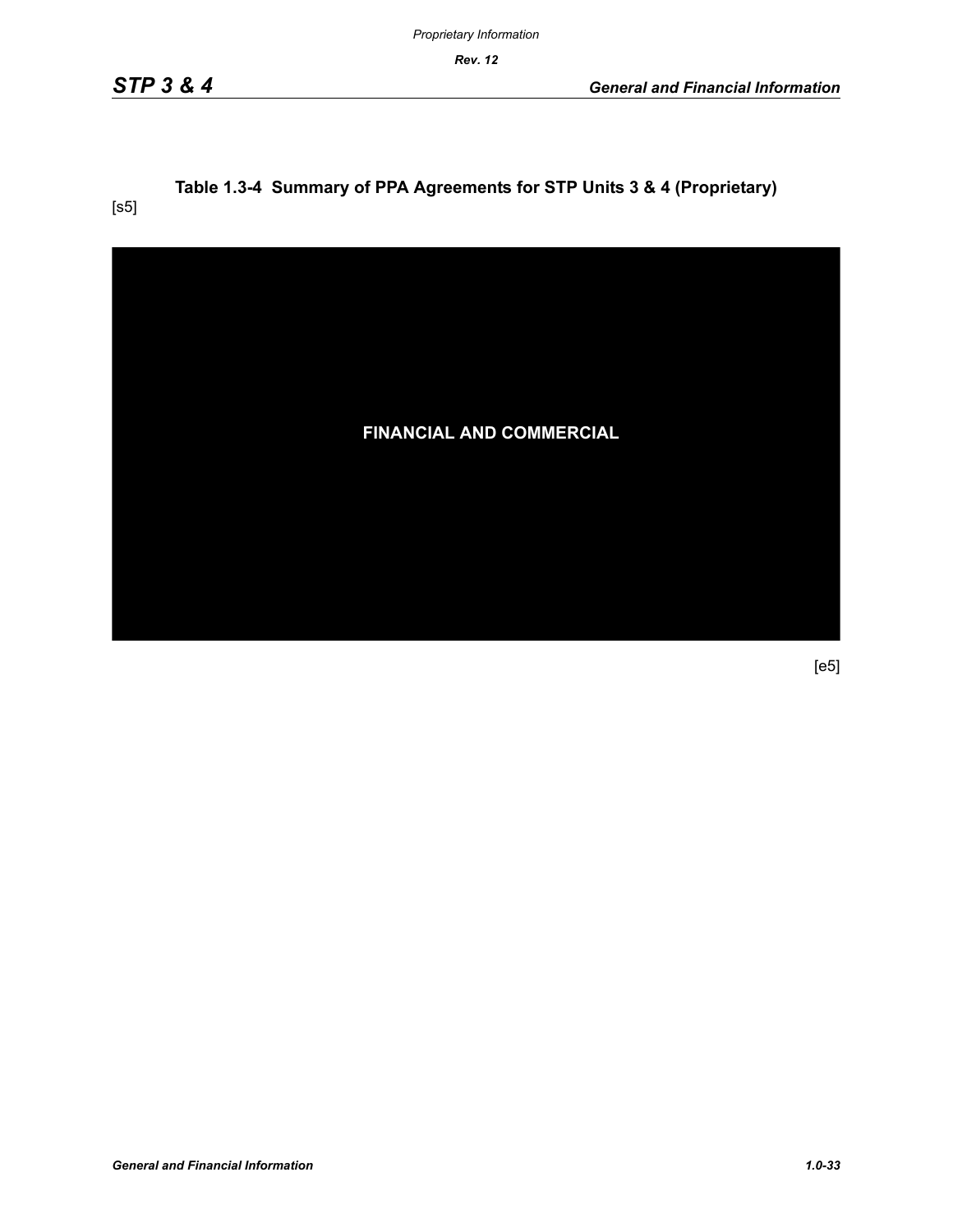**Table 1.3-4 Summary of PPA Agreements for STP Units 3 & 4 (Proprietary)**

[s5]

FINANCIAL AND COMMERCIAL

[e5]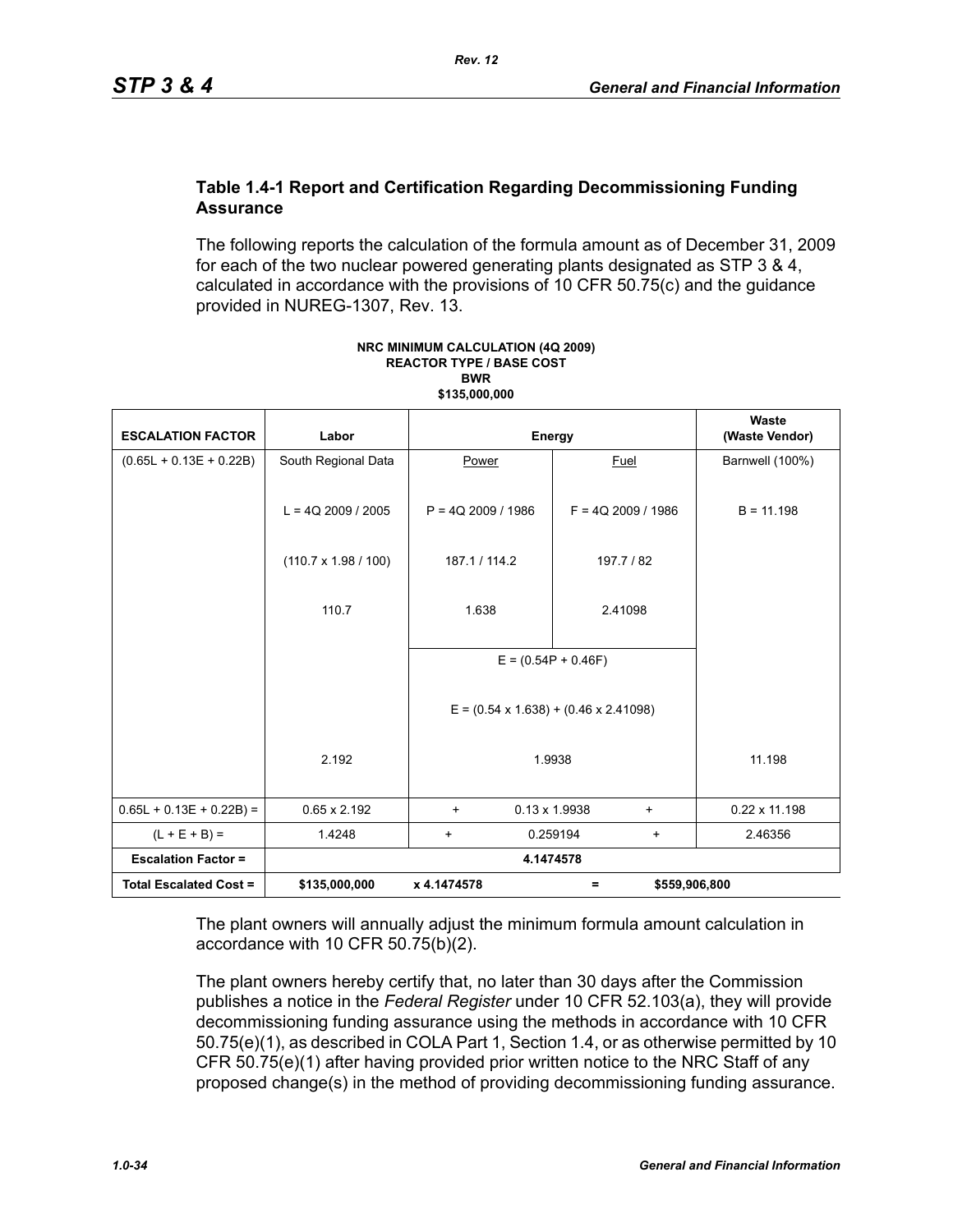### Table 1.4-1 Report and Certification Regarding Decommissioning Funding Assurance

The following reports the calculation of the formula amount as of December 31, 2009 for each of the two nuclear powered generating plants designated as STP 3 & 4, calculated in accordance with the provisions of 10 CFR 50.75(c) and the guidance provided in NUREG-1307, Rev. 13.

**NRC MINIMUM CALCULATION (4Q 2009)**
**REACTOR TYPE / BASE COST**
**BWR**
**$135,000,000**

| ESCALATION FACTOR | Labor | Energy | | Waste (Waste Vendor) |
|---|---|---|---|---|
| (0.65L + 0.13E + 0.22B) | South Regional Data | Power | Fuel | Barnwell (100%) |
| | L = 4Q 2009 / 2005 | P = 4Q 2009 / 1986 | F = 4Q 2009 / 1986 | B = 11.198 |
| | (110.7 x 1.98 / 100) | 187.1 / 114.2 | 197.7 / 82 | |
| | 110.7 | 1.638 | 2.41098 | |
| | | E = (0.54P + 0.46F) | | |
| | | E = (0.54 x 1.638) + (0.46 x 2.41098) | | |
| | 2.192 | 1.9938 | | 11.198 |
| 0.65L + 0.13E + 0.22B) = | 0.65 x 2.192 | + 0.13 x 1.9938 + | | 0.22 x 11.198 |
| (L + E + B) = | 1.4248 | + 0.259194 + | | 2.46356 |
| **Escalation Factor =** | **4.1474578** | | | |
| **Total Escalated Cost =** | **$135,000,000** | **x 4.1474578** | **=** | **$559,906,800** |

The plant owners will annually adjust the minimum formula amount calculation in accordance with 10 CFR 50.75(b)(2).

The plant owners hereby certify that, no later than 30 days after the Commission publishes a notice in the *Federal Register* under 10 CFR 52.103(a), they will provide decommissioning funding assurance using the methods in accordance with 10 CFR 50.75(e)(1), as described in COLA Part 1, Section 1.4, or as otherwise permitted by 10 CFR 50.75(e)(1) after having provided prior written notice to the NRC Staff of any proposed change(s) in the method of providing decommissioning funding assurance.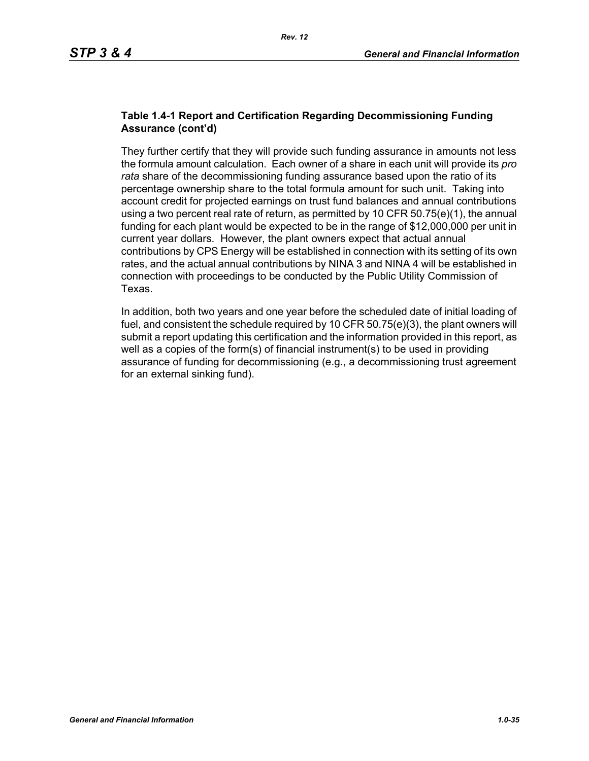**Table 1.4-1 Report and Certification Regarding Decommissioning Funding Assurance (cont'd)**

They further certify that they will provide such funding assurance in amounts not less the formula amount calculation. Each owner of a share in each unit will provide its *pro rata* share of the decommissioning funding assurance based upon the ratio of its percentage ownership share to the total formula amount for such unit. Taking into account credit for projected earnings on trust fund balances and annual contributions using a two percent real rate of return, as permitted by 10 CFR 50.75(e)(1), the annual funding for each plant would be expected to be in the range of $12,000,000 per unit in current year dollars. However, the plant owners expect that actual annual contributions by CPS Energy will be established in connection with its setting of its own rates, and the actual annual contributions by NINA 3 and NINA 4 will be established in connection with proceedings to be conducted by the Public Utility Commission of Texas.

In addition, both two years and one year before the scheduled date of initial loading of fuel, and consistent the schedule required by 10 CFR 50.75(e)(3), the plant owners will submit a report updating this certification and the information provided in this report, as well as a copies of the form(s) of financial instrument(s) to be used in providing assurance of funding for decommissioning (e.g., a decommissioning trust agreement for an external sinking fund).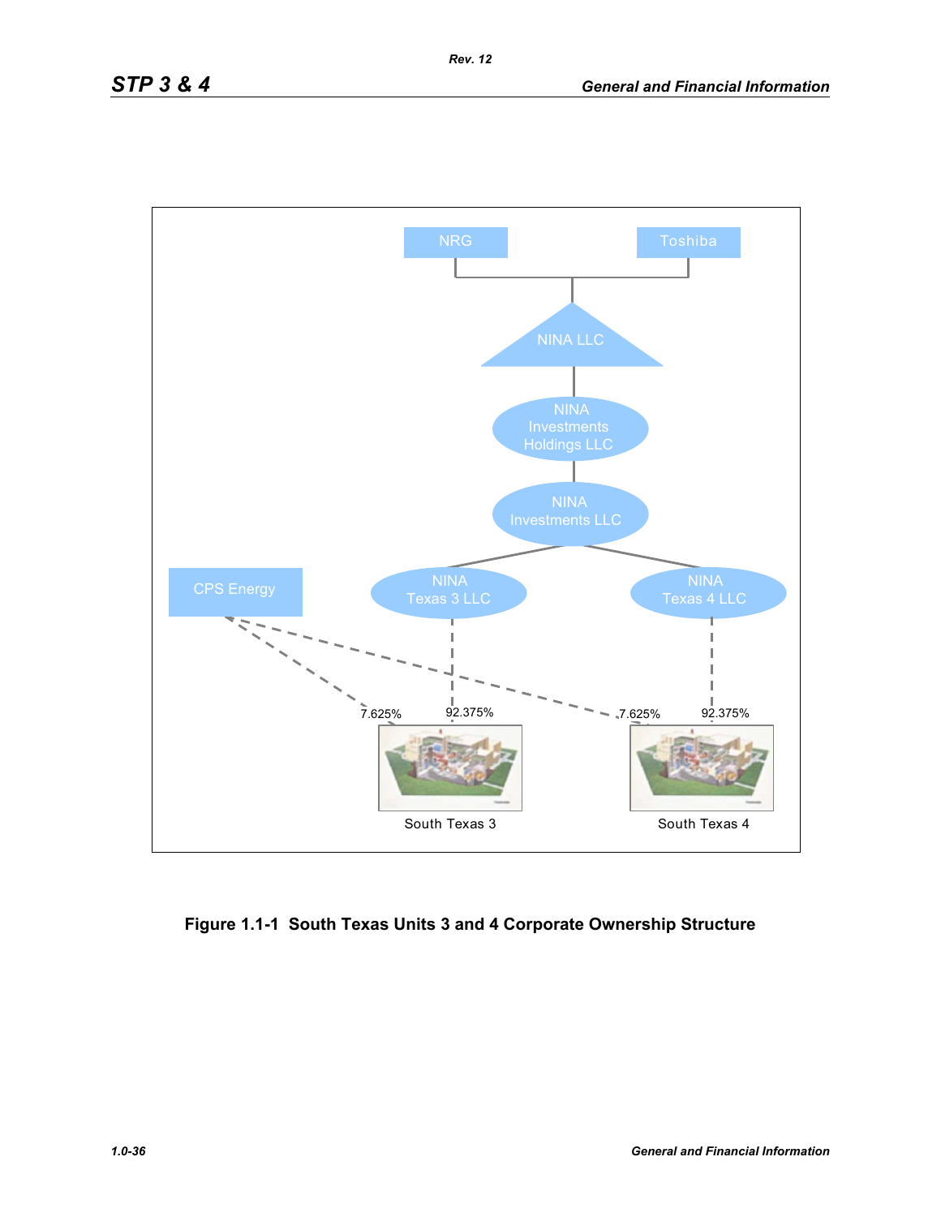NRG

Toshiba

NINA LLC

NINA Investments Holdings LLC

NINA Investments LLC

CPS Energy

NINA Texas 3 LLC

NINA Texas 4 LLC

7.625%

92.375%

7.625%

92.375%

South Texas 3

South Texas 4

**Figure 1.1-1 South Texas Units 3 and 4 Corporate Ownership Structure**